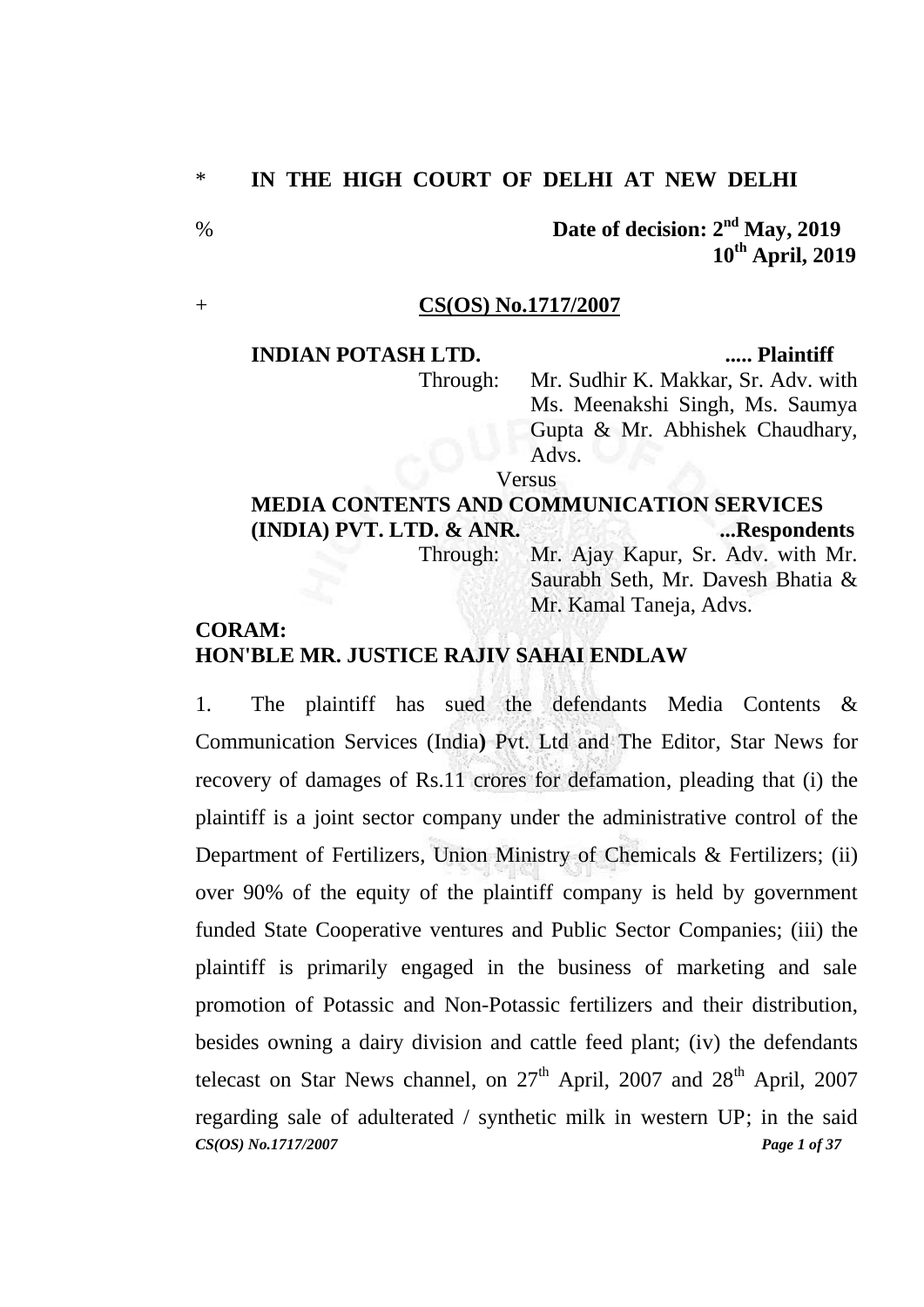\* **IN THE HIGH COURT OF DELHI AT NEW DELHI**

% **Date of decision: 2nd May, 2019**
**10th April, 2019**

\+ **CS(OS) No.1717/2007**

**INDIAN POTASH LTD.** ..... **Plaintiff**

Through: Mr. Sudhir K. Makkar, Sr. Adv. with Ms. Meenakshi Singh, Ms. Saumya Gupta & Mr. Abhishek Chaudhary, Advs.

Versus

**MEDIA CONTENTS AND COMMUNICATION SERVICES (INDIA) PVT. LTD. & ANR.** ...**Respondents**

Through: Mr. Ajay Kapur, Sr. Adv. with Mr. Saurabh Seth, Mr. Davesh Bhatia & Mr. Kamal Taneja, Advs.

**CORAM:**
**HON'BLE MR. JUSTICE RAJIV SAHAI ENDLAW**

1. The plaintiff has sued the defendants Media Contents & Communication Services (India) Pvt. Ltd and The Editor, Star News for recovery of damages of Rs.11 crores for defamation, pleading that (i) the plaintiff is a joint sector company under the administrative control of the Department of Fertilizers, Union Ministry of Chemicals & Fertilizers; (ii) over 90% of the equity of the plaintiff company is held by government funded State Cooperative ventures and Public Sector Companies; (iii) the plaintiff is primarily engaged in the business of marketing and sale promotion of Potassic and Non-Potassic fertilizers and their distribution, besides owning a dairy division and cattle feed plant; (iv) the defendants telecast on Star News channel, on 27th April, 2007 and 28th April, 2007 regarding sale of adulterated / synthetic milk in western UP; in the said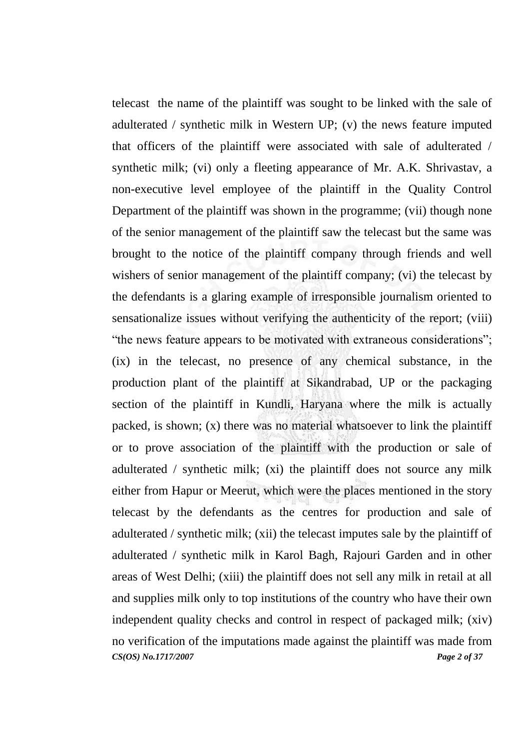telecast the name of the plaintiff was sought to be linked with the sale of adulterated / synthetic milk in Western UP; (v) the news feature imputed that officers of the plaintiff were associated with sale of adulterated / synthetic milk; (vi) only a fleeting appearance of Mr. A.K. Shrivastav, a non-executive level employee of the plaintiff in the Quality Control Department of the plaintiff was shown in the programme; (vii) though none of the senior management of the plaintiff saw the telecast but the same was brought to the notice of the plaintiff company through friends and well wishers of senior management of the plaintiff company; (vi) the telecast by the defendants is a glaring example of irresponsible journalism oriented to sensationalize issues without verifying the authenticity of the report; (viii) "the news feature appears to be motivated with extraneous considerations"; (ix) in the telecast, no presence of any chemical substance, in the production plant of the plaintiff at Sikandrabad, UP or the packaging section of the plaintiff in Kundli, Haryana where the milk is actually packed, is shown; (x) there was no material whatsoever to link the plaintiff or to prove association of the plaintiff with the production or sale of adulterated / synthetic milk; (xi) the plaintiff does not source any milk either from Hapur or Meerut, which were the places mentioned in the story telecast by the defendants as the centres for production and sale of adulterated / synthetic milk; (xii) the telecast imputes sale by the plaintiff of adulterated / synthetic milk in Karol Bagh, Rajouri Garden and in other areas of West Delhi; (xiii) the plaintiff does not sell any milk in retail at all and supplies milk only to top institutions of the country who have their own independent quality checks and control in respect of packaged milk; (xiv) no verification of the imputations made against the plaintiff was made from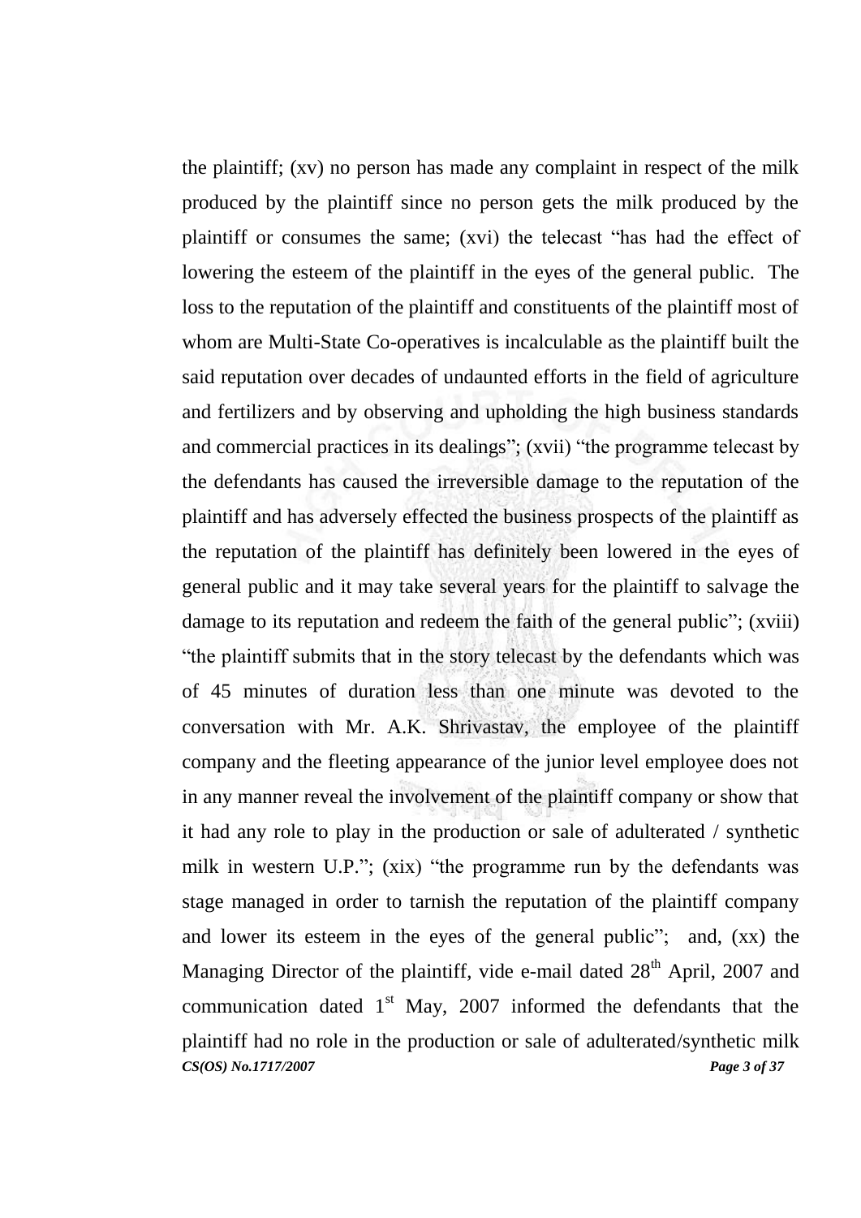the plaintiff; (xv) no person has made any complaint in respect of the milk produced by the plaintiff since no person gets the milk produced by the plaintiff or consumes the same; (xvi) the telecast "has had the effect of lowering the esteem of the plaintiff in the eyes of the general public. The loss to the reputation of the plaintiff and constituents of the plaintiff most of whom are Multi-State Co-operatives is incalculable as the plaintiff built the said reputation over decades of undaunted efforts in the field of agriculture and fertilizers and by observing and upholding the high business standards and commercial practices in its dealings"; (xvii) "the programme telecast by the defendants has caused the irreversible damage to the reputation of the plaintiff and has adversely effected the business prospects of the plaintiff as the reputation of the plaintiff has definitely been lowered in the eyes of general public and it may take several years for the plaintiff to salvage the damage to its reputation and redeem the faith of the general public"; (xviii) "the plaintiff submits that in the story telecast by the defendants which was of 45 minutes of duration less than one minute was devoted to the conversation with Mr. A.K. Shrivastav, the employee of the plaintiff company and the fleeting appearance of the junior level employee does not in any manner reveal the involvement of the plaintiff company or show that it had any role to play in the production or sale of adulterated / synthetic milk in western U.P."; (xix) "the programme run by the defendants was stage managed in order to tarnish the reputation of the plaintiff company and lower its esteem in the eyes of the general public"; and, (xx) the Managing Director of the plaintiff, vide e-mail dated 28th April, 2007 and communication dated 1st May, 2007 informed the defendants that the plaintiff had no role in the production or sale of adulterated/synthetic milk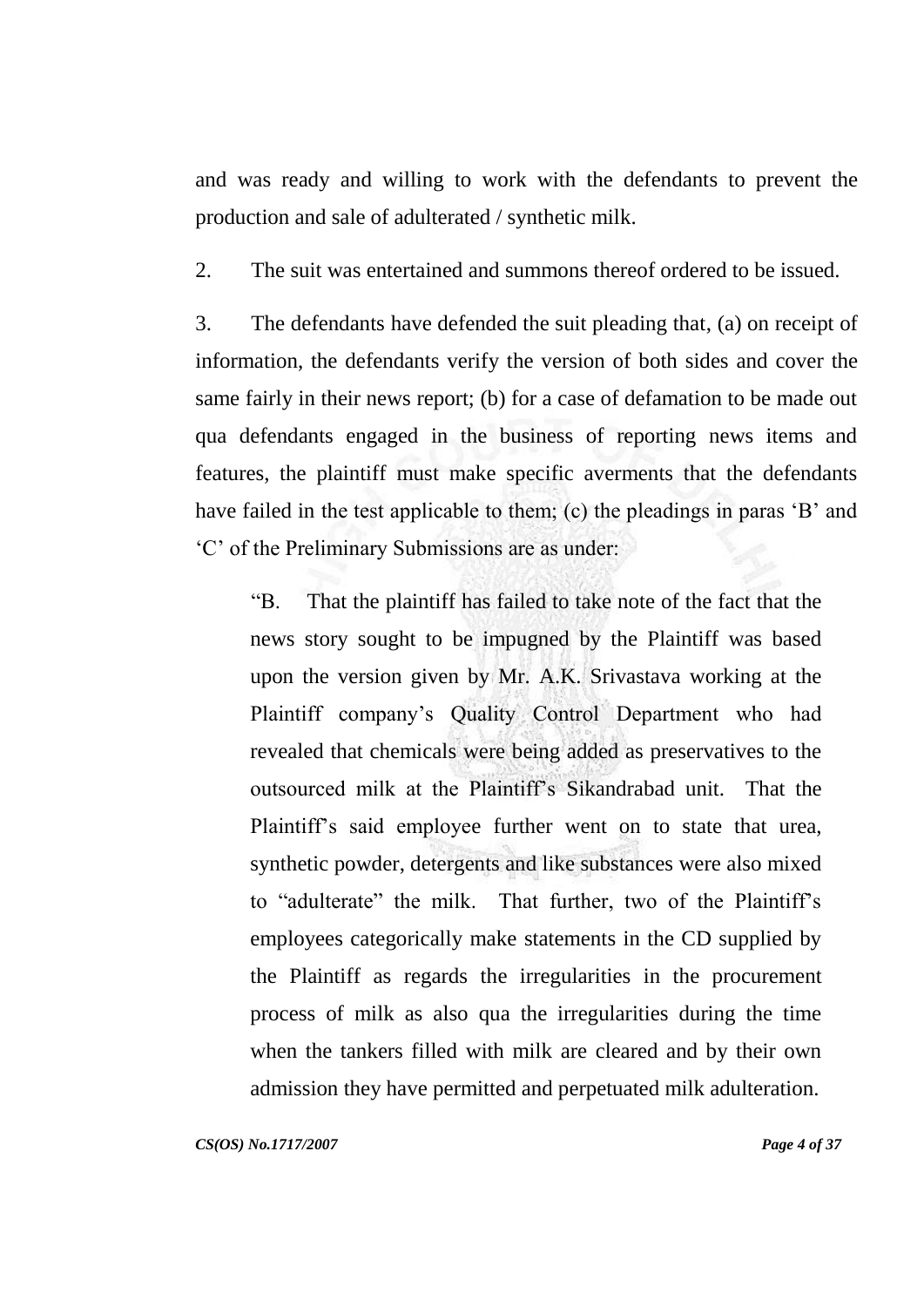and was ready and willing to work with the defendants to prevent the production and sale of adulterated / synthetic milk.

2. The suit was entertained and summons thereof ordered to be issued.

3. The defendants have defended the suit pleading that, (a) on receipt of information, the defendants verify the version of both sides and cover the same fairly in their news report; (b) for a case of defamation to be made out qua defendants engaged in the business of reporting news items and features, the plaintiff must make specific averments that the defendants have failed in the test applicable to them; (c) the pleadings in paras 'B' and 'C' of the Preliminary Submissions are as under:

> "B. That the plaintiff has failed to take note of the fact that the news story sought to be impugned by the Plaintiff was based upon the version given by Mr. A.K. Srivastava working at the Plaintiff company's Quality Control Department who had revealed that chemicals were being added as preservatives to the outsourced milk at the Plaintiff's Sikandrabad unit. That the Plaintiff's said employee further went on to state that urea, synthetic powder, detergents and like substances were also mixed to "adulterate" the milk. That further, two of the Plaintiff's employees categorically make statements in the CD supplied by the Plaintiff as regards the irregularities in the procurement process of milk as also qua the irregularities during the time when the tankers filled with milk are cleared and by their own admission they have permitted and perpetuated milk adulteration.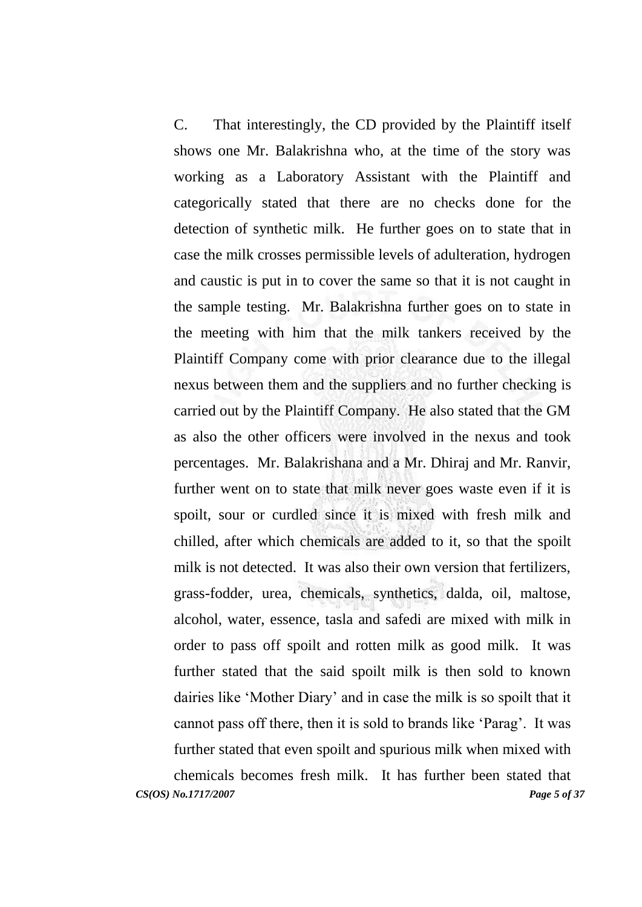C. That interestingly, the CD provided by the Plaintiff itself shows one Mr. Balakrishna who, at the time of the story was working as a Laboratory Assistant with the Plaintiff and categorically stated that there are no checks done for the detection of synthetic milk. He further goes on to state that in case the milk crosses permissible levels of adulteration, hydrogen and caustic is put in to cover the same so that it is not caught in the sample testing. Mr. Balakrishna further goes on to state in the meeting with him that the milk tankers received by the Plaintiff Company come with prior clearance due to the illegal nexus between them and the suppliers and no further checking is carried out by the Plaintiff Company. He also stated that the GM as also the other officers were involved in the nexus and took percentages. Mr. Balakrishana and a Mr. Dhiraj and Mr. Ranvir, further went on to state that milk never goes waste even if it is spoilt, sour or curdled since it is mixed with fresh milk and chilled, after which chemicals are added to it, so that the spoilt milk is not detected. It was also their own version that fertilizers, grass-fodder, urea, chemicals, synthetics, dalda, oil, maltose, alcohol, water, essence, tasla and safedi are mixed with milk in order to pass off spoilt and rotten milk as good milk. It was further stated that the said spoilt milk is then sold to known dairies like 'Mother Diary' and in case the milk is so spoilt that it cannot pass off there, then it is sold to brands like 'Parag'. It was further stated that even spoilt and spurious milk when mixed with chemicals becomes fresh milk. It has further been stated that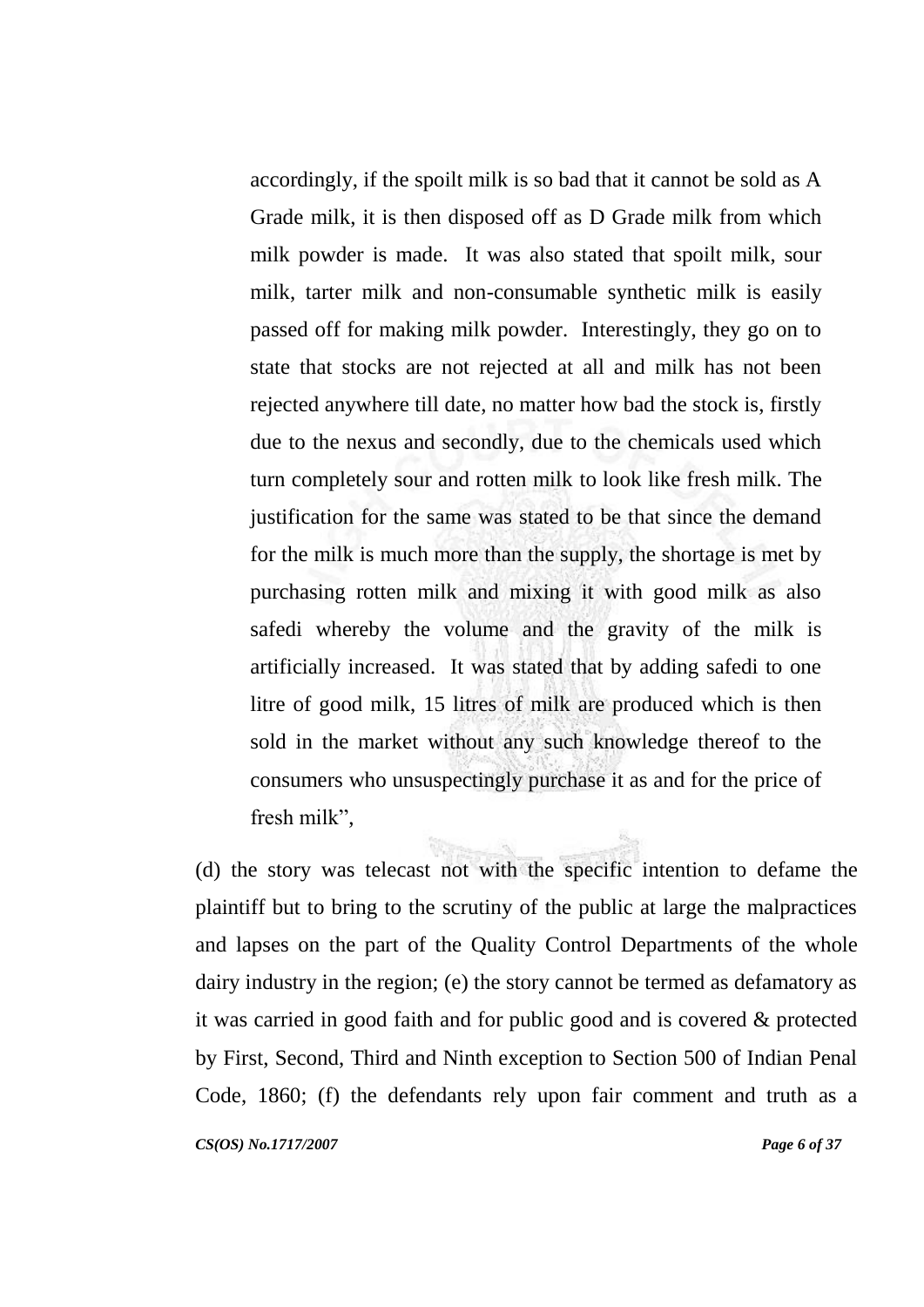accordingly, if the spoilt milk is so bad that it cannot be sold as A Grade milk, it is then disposed off as D Grade milk from which milk powder is made. It was also stated that spoilt milk, sour milk, tarter milk and non-consumable synthetic milk is easily passed off for making milk powder. Interestingly, they go on to state that stocks are not rejected at all and milk has not been rejected anywhere till date, no matter how bad the stock is, firstly due to the nexus and secondly, due to the chemicals used which turn completely sour and rotten milk to look like fresh milk. The justification for the same was stated to be that since the demand for the milk is much more than the supply, the shortage is met by purchasing rotten milk and mixing it with good milk as also safedi whereby the volume and the gravity of the milk is artificially increased. It was stated that by adding safedi to one litre of good milk, 15 litres of milk are produced which is then sold in the market without any such knowledge thereof to the consumers who unsuspectingly purchase it as and for the price of fresh milk",

(d) the story was telecast not with the specific intention to defame the plaintiff but to bring to the scrutiny of the public at large the malpractices and lapses on the part of the Quality Control Departments of the whole dairy industry in the region; (e) the story cannot be termed as defamatory as it was carried in good faith and for public good and is covered & protected by First, Second, Third and Ninth exception to Section 500 of Indian Penal Code, 1860; (f) the defendants rely upon fair comment and truth as a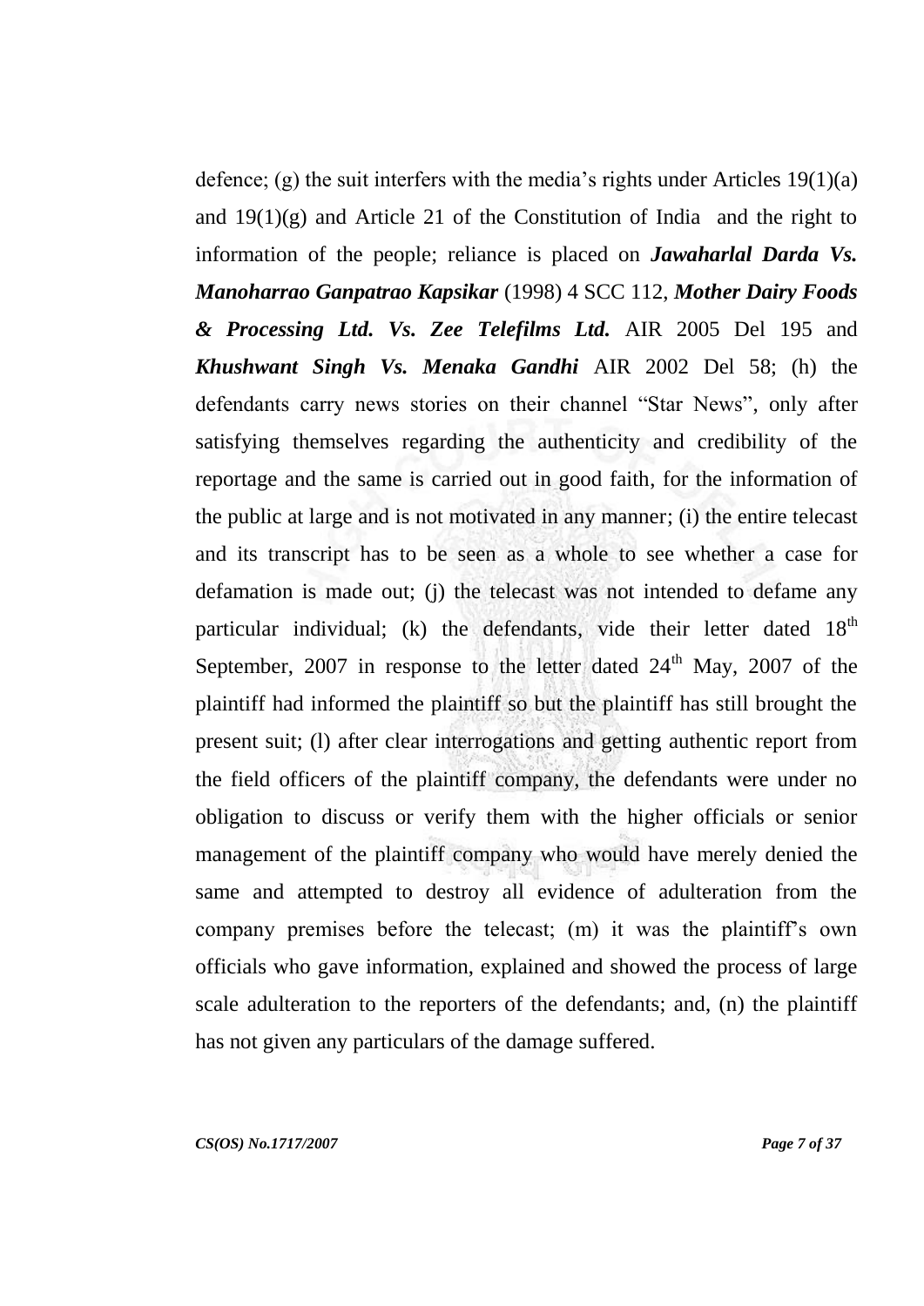defence; (g) the suit interfers with the media's rights under Articles 19(1)(a) and 19(1)(g) and Article 21 of the Constitution of India and the right to information of the people; reliance is placed on ***Jawaharlal Darda Vs. Manoharrao Ganpatrao Kapsikar*** (1998) 4 SCC 112, ***Mother Dairy Foods & Processing Ltd. Vs. Zee Telefilms Ltd.*** AIR 2005 Del 195 and ***Khushwant Singh Vs. Menaka Gandhi*** AIR 2002 Del 58; (h) the defendants carry news stories on their channel "Star News", only after satisfying themselves regarding the authenticity and credibility of the reportage and the same is carried out in good faith, for the information of the public at large and is not motivated in any manner; (i) the entire telecast and its transcript has to be seen as a whole to see whether a case for defamation is made out; (j) the telecast was not intended to defame any particular individual; (k) the defendants, vide their letter dated 18th September, 2007 in response to the letter dated 24th May, 2007 of the plaintiff had informed the plaintiff so but the plaintiff has still brought the present suit; (l) after clear interrogations and getting authentic report from the field officers of the plaintiff company, the defendants were under no obligation to discuss or verify them with the higher officials or senior management of the plaintiff company who would have merely denied the same and attempted to destroy all evidence of adulteration from the company premises before the telecast; (m) it was the plaintiff's own officials who gave information, explained and showed the process of large scale adulteration to the reporters of the defendants; and, (n) the plaintiff has not given any particulars of the damage suffered.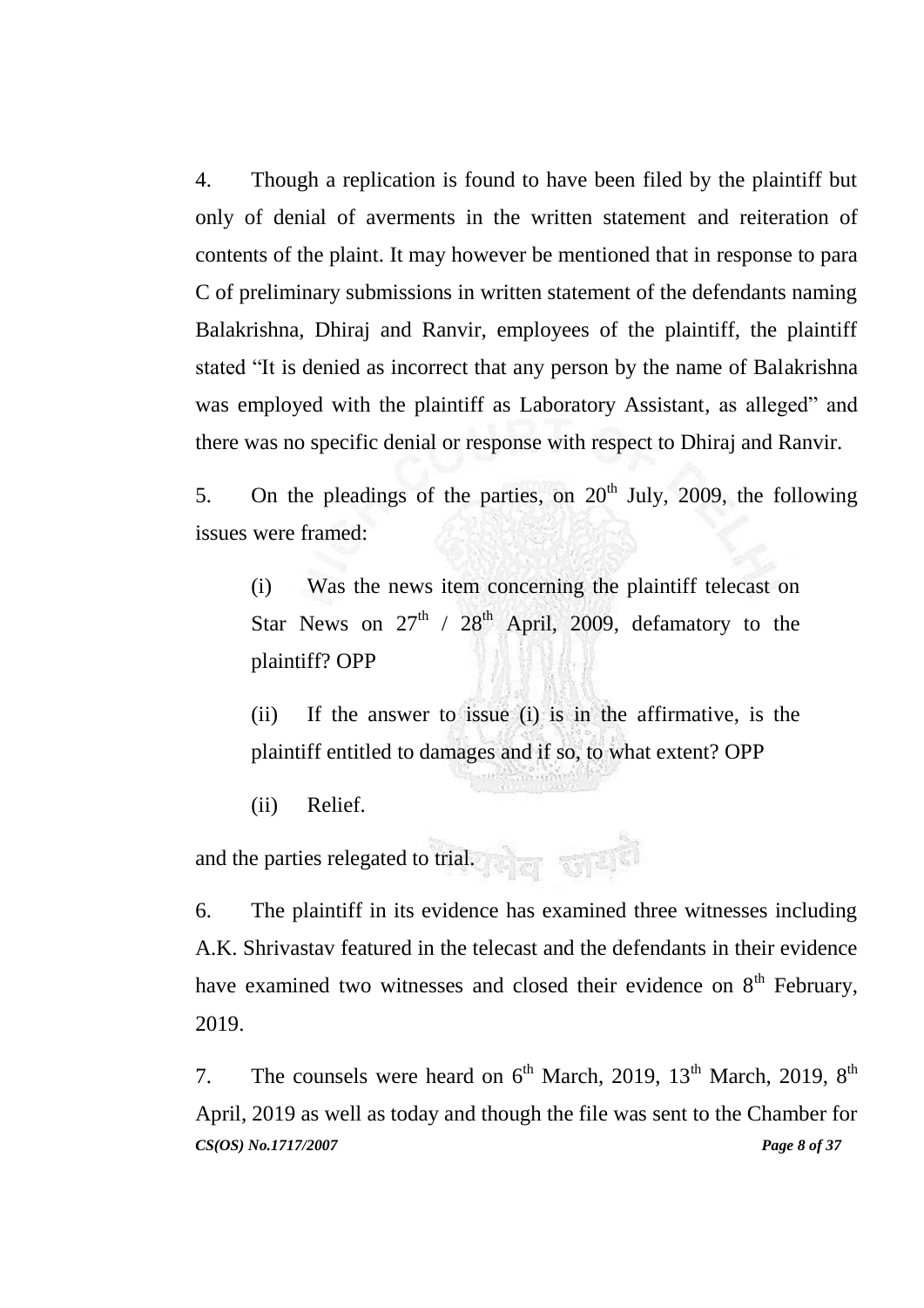4. Though a replication is found to have been filed by the plaintiff but only of denial of averments in the written statement and reiteration of contents of the plaint. It may however be mentioned that in response to para C of preliminary submissions in written statement of the defendants naming Balakrishna, Dhiraj and Ranvir, employees of the plaintiff, the plaintiff stated "It is denied as incorrect that any person by the name of Balakrishna was employed with the plaintiff as Laboratory Assistant, as alleged" and there was no specific denial or response with respect to Dhiraj and Ranvir.

5. On the pleadings of the parties, on 20th July, 2009, the following issues were framed:

> (i) Was the news item concerning the plaintiff telecast on Star News on 27th / 28th April, 2009, defamatory to the plaintiff? OPP
>
> (ii) If the answer to issue (i) is in the affirmative, is the plaintiff entitled to damages and if so, to what extent? OPP
>
> (ii) Relief.

and the parties relegated to trial.

6. The plaintiff in its evidence has examined three witnesses including A.K. Shrivastav featured in the telecast and the defendants in their evidence have examined two witnesses and closed their evidence on 8th February, 2019.

7. The counsels were heard on 6th March, 2019, 13th March, 2019, 8th April, 2019 as well as today and though the file was sent to the Chamber for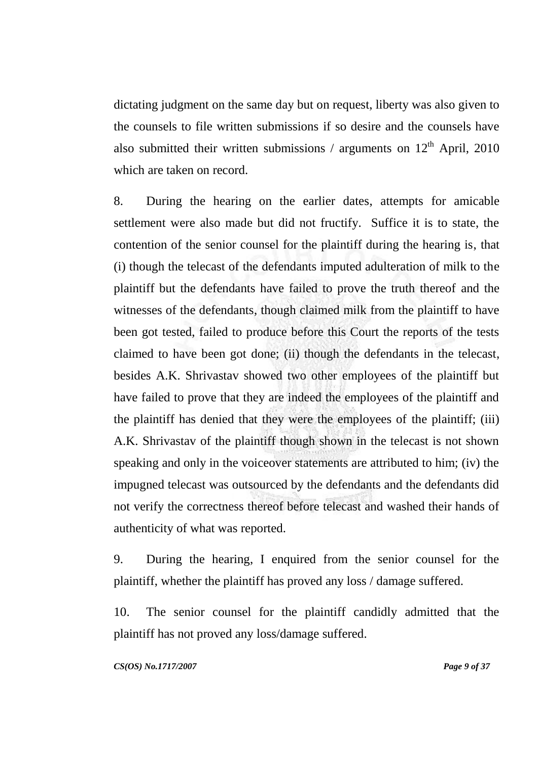dictating judgment on the same day but on request, liberty was also given to the counsels to file written submissions if so desire and the counsels have also submitted their written submissions / arguments on 12th April, 2010 which are taken on record.

8. During the hearing on the earlier dates, attempts for amicable settlement were also made but did not fructify. Suffice it is to state, the contention of the senior counsel for the plaintiff during the hearing is, that (i) though the telecast of the defendants imputed adulteration of milk to the plaintiff but the defendants have failed to prove the truth thereof and the witnesses of the defendants, though claimed milk from the plaintiff to have been got tested, failed to produce before this Court the reports of the tests claimed to have been got done; (ii) though the defendants in the telecast, besides A.K. Shrivastav showed two other employees of the plaintiff but have failed to prove that they are indeed the employees of the plaintiff and the plaintiff has denied that they were the employees of the plaintiff; (iii) A.K. Shrivastav of the plaintiff though shown in the telecast is not shown speaking and only in the voiceover statements are attributed to him; (iv) the impugned telecast was outsourced by the defendants and the defendants did not verify the correctness thereof before telecast and washed their hands of authenticity of what was reported.

9. During the hearing, I enquired from the senior counsel for the plaintiff, whether the plaintiff has proved any loss / damage suffered.

10. The senior counsel for the plaintiff candidly admitted that the plaintiff has not proved any loss/damage suffered.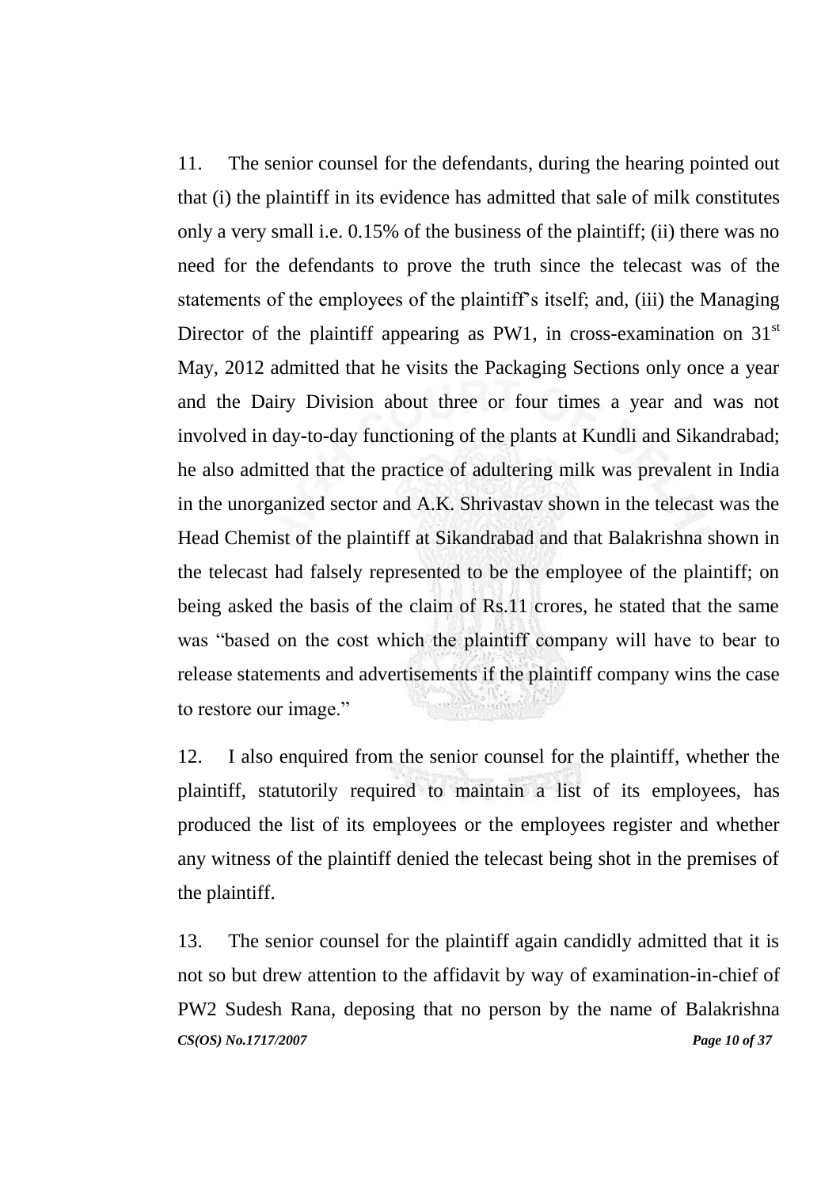11. The senior counsel for the defendants, during the hearing pointed out that (i) the plaintiff in its evidence has admitted that sale of milk constitutes only a very small i.e. 0.15% of the business of the plaintiff; (ii) there was no need for the defendants to prove the truth since the telecast was of the statements of the employees of the plaintiff's itself; and, (iii) the Managing Director of the plaintiff appearing as PW1, in cross-examination on 31st May, 2012 admitted that he visits the Packaging Sections only once a year and the Dairy Division about three or four times a year and was not involved in day-to-day functioning of the plants at Kundli and Sikandrabad; he also admitted that the practice of adultering milk was prevalent in India in the unorganized sector and A.K. Shrivastav shown in the telecast was the Head Chemist of the plaintiff at Sikandrabad and that Balakrishna shown in the telecast had falsely represented to be the employee of the plaintiff; on being asked the basis of the claim of Rs.11 crores, he stated that the same was "based on the cost which the plaintiff company will have to bear to release statements and advertisements if the plaintiff company wins the case to restore our image."

12. I also enquired from the senior counsel for the plaintiff, whether the plaintiff, statutorily required to maintain a list of its employees, has produced the list of its employees or the employees register and whether any witness of the plaintiff denied the telecast being shot in the premises of the plaintiff.

13. The senior counsel for the plaintiff again candidly admitted that it is not so but drew attention to the affidavit by way of examination-in-chief of PW2 Sudesh Rana, deposing that no person by the name of Balakrishna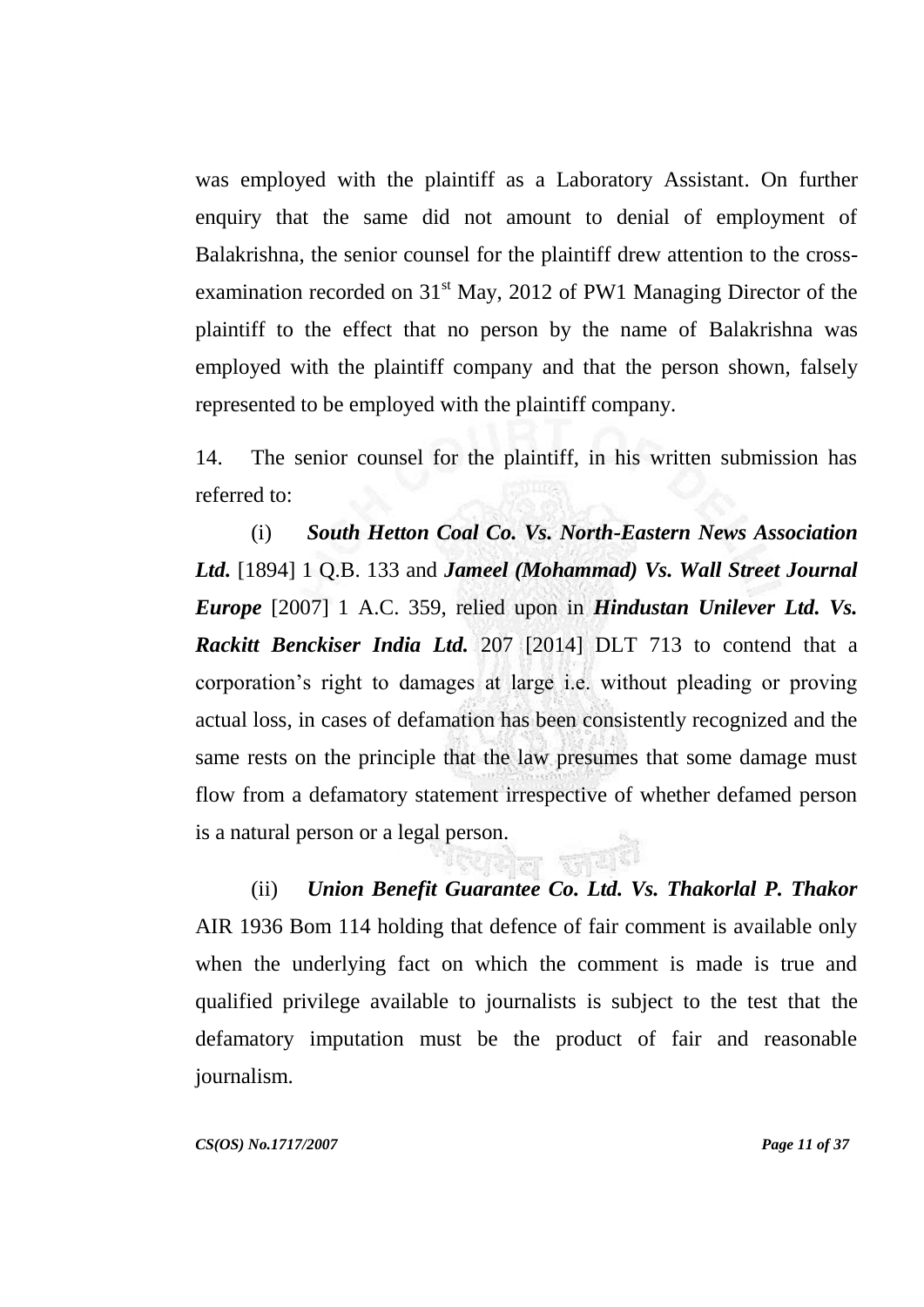was employed with the plaintiff as a Laboratory Assistant. On further enquiry that the same did not amount to denial of employment of Balakrishna, the senior counsel for the plaintiff drew attention to the cross-examination recorded on 31st May, 2012 of PW1 Managing Director of the plaintiff to the effect that no person by the name of Balakrishna was employed with the plaintiff company and that the person shown, falsely represented to be employed with the plaintiff company.

14. The senior counsel for the plaintiff, in his written submission has referred to:

(i) ***South Hetton Coal Co. Vs. North-Eastern News Association Ltd.*** [1894] 1 Q.B. 133 and ***Jameel (Mohammad) Vs. Wall Street Journal Europe*** [2007] 1 A.C. 359, relied upon in ***Hindustan Unilever Ltd. Vs. Rackitt Benckiser India Ltd.*** 207 [2014] DLT 713 to contend that a corporation's right to damages at large i.e. without pleading or proving actual loss, in cases of defamation has been consistently recognized and the same rests on the principle that the law presumes that some damage must flow from a defamatory statement irrespective of whether defamed person is a natural person or a legal person.

(ii) ***Union Benefit Guarantee Co. Ltd. Vs. Thakorlal P. Thakor*** AIR 1936 Bom 114 holding that defence of fair comment is available only when the underlying fact on which the comment is made is true and qualified privilege available to journalists is subject to the test that the defamatory imputation must be the product of fair and reasonable journalism.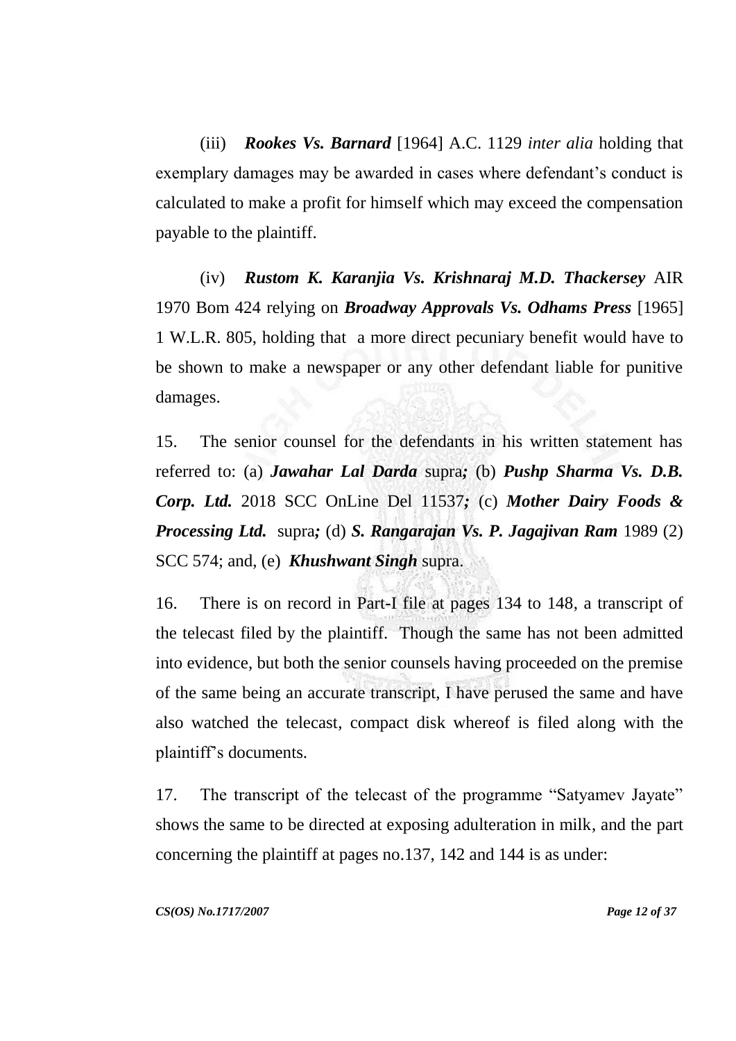(iii) ***Rookes Vs. Barnard*** [1964] A.C. 1129 *inter alia* holding that exemplary damages may be awarded in cases where defendant's conduct is calculated to make a profit for himself which may exceed the compensation payable to the plaintiff.

(iv) ***Rustom K. Karanjia Vs. Krishnaraj M.D. Thackersey*** AIR 1970 Bom 424 relying on ***Broadway Approvals Vs. Odhams Press*** [1965] 1 W.L.R. 805, holding that a more direct pecuniary benefit would have to be shown to make a newspaper or any other defendant liable for punitive damages.

15. The senior counsel for the defendants in his written statement has referred to: (a) ***Jawahar Lal Darda*** supra***;*** (b) ***Pushp Sharma Vs. D.B. Corp. Ltd.*** 2018 SCC OnLine Del 11537***;*** (c) ***Mother Dairy Foods & Processing Ltd.*** supra***;*** (d) ***S. Rangarajan Vs. P. Jagajivan Ram*** 1989 (2) SCC 574; and, (e) ***Khushwant Singh*** supra.

16. There is on record in Part-I file at pages 134 to 148, a transcript of the telecast filed by the plaintiff. Though the same has not been admitted into evidence, but both the senior counsels having proceeded on the premise of the same being an accurate transcript, I have perused the same and have also watched the telecast, compact disk whereof is filed along with the plaintiff's documents.

17. The transcript of the telecast of the programme "Satyamev Jayate" shows the same to be directed at exposing adulteration in milk, and the part concerning the plaintiff at pages no.137, 142 and 144 is as under: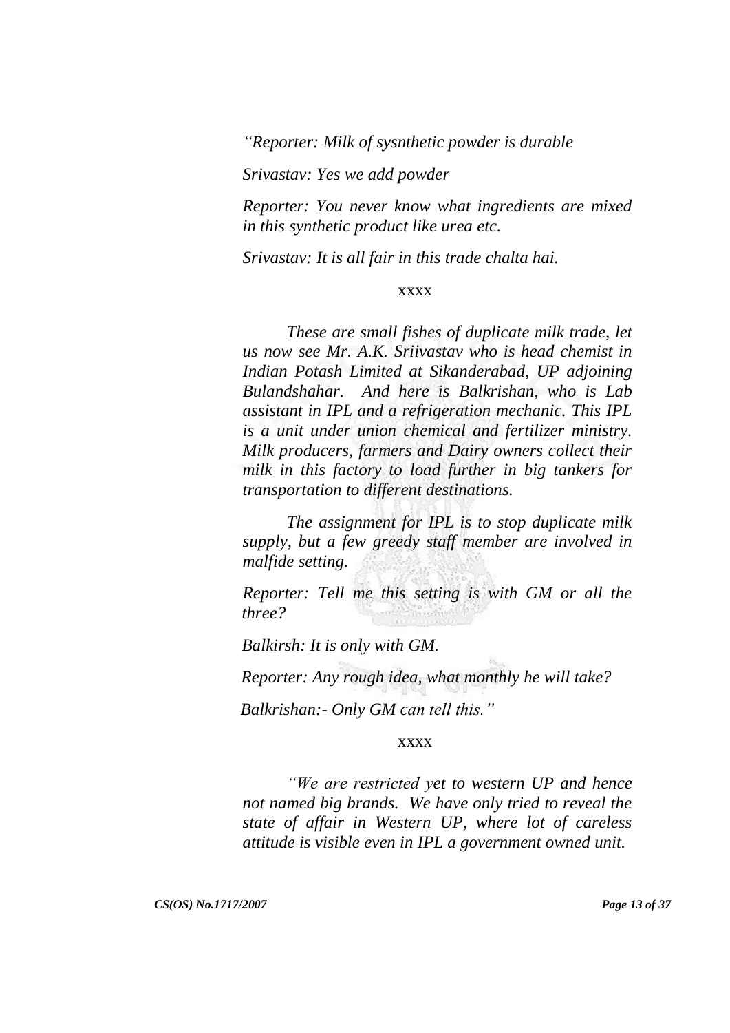*"Reporter: Milk of sysnthetic powder is durable*

*Srivastav: Yes we add powder*

*Reporter: You never know what ingredients are mixed in this synthetic product like urea etc.*

*Srivastav: It is all fair in this trade chalta hai.*

xxxx

*These are small fishes of duplicate milk trade, let us now see Mr. A.K. Sriivastav who is head chemist in Indian Potash Limited at Sikanderabad, UP adjoining Bulandshahar. And here is Balkrishan, who is Lab assistant in IPL and a refrigeration mechanic. This IPL is a unit under union chemical and fertilizer ministry. Milk producers, farmers and Dairy owners collect their milk in this factory to load further in big tankers for transportation to different destinations.*

*The assignment for IPL is to stop duplicate milk supply, but a few greedy staff member are involved in malfide setting.*

*Reporter: Tell me this setting is with GM or all the three?*

*Balkirsh: It is only with GM.*

*Reporter: Any rough idea, what monthly he will take?*

*Balkrishan:- Only GM can tell this."*

xxxx

*"We are restricted yet to western UP and hence not named big brands. We have only tried to reveal the state of affair in Western UP, where lot of careless attitude is visible even in IPL a government owned unit.*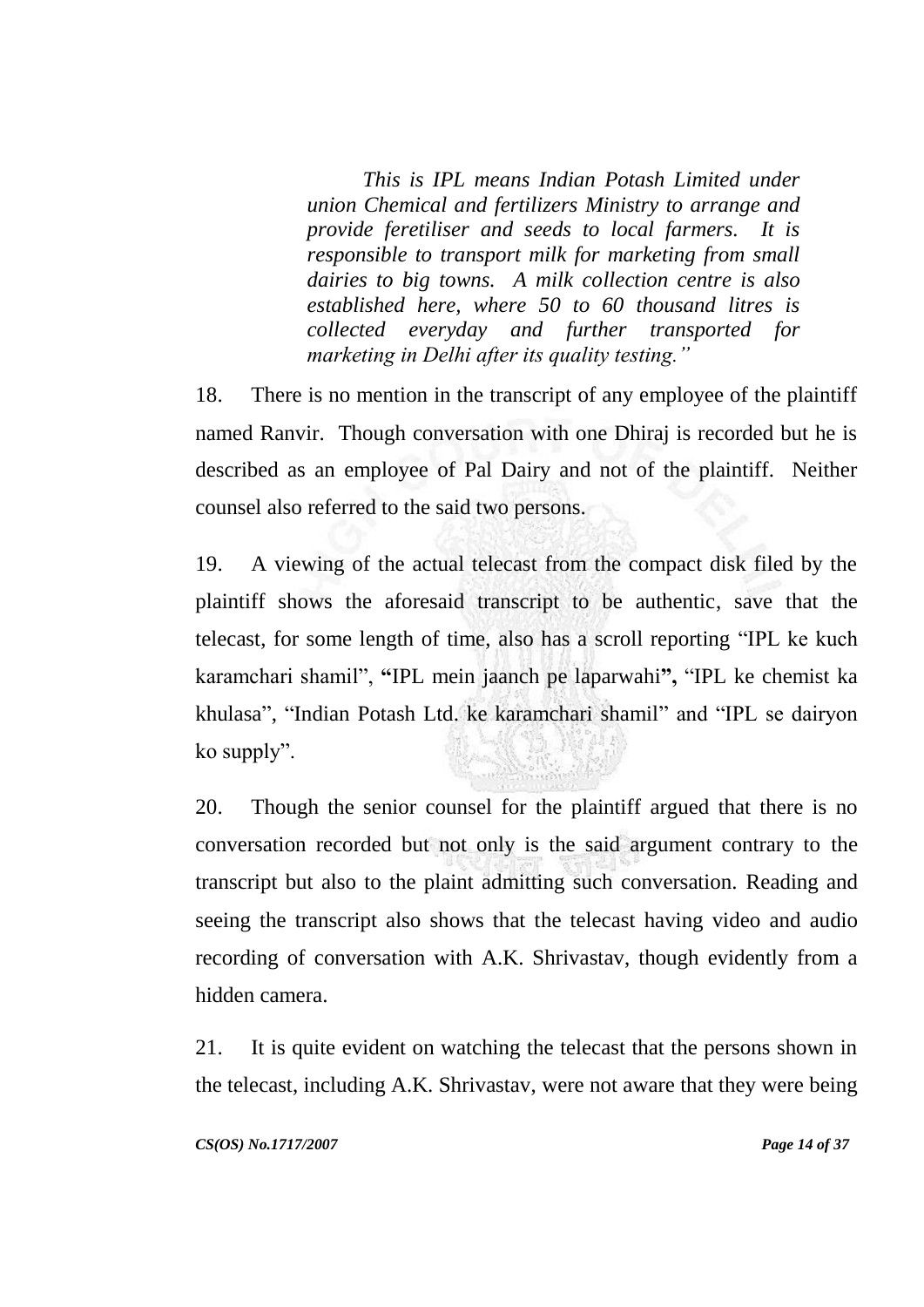*This is IPL means Indian Potash Limited under union Chemical and fertilizers Ministry to arrange and provide feretiliser and seeds to local farmers. It is responsible to transport milk for marketing from small dairies to big towns. A milk collection centre is also established here, where 50 to 60 thousand litres is collected everyday and further transported for marketing in Delhi after its quality testing."*

18. There is no mention in the transcript of any employee of the plaintiff named Ranvir. Though conversation with one Dhiraj is recorded but he is described as an employee of Pal Dairy and not of the plaintiff. Neither counsel also referred to the said two persons.

19. A viewing of the actual telecast from the compact disk filed by the plaintiff shows the aforesaid transcript to be authentic, save that the telecast, for some length of time, also has a scroll reporting "IPL ke kuch karamchari shamil", **"**IPL mein jaanch pe laparwahi**",** "IPL ke chemist ka khulasa", "Indian Potash Ltd. ke karamchari shamil" and "IPL se dairyon ko supply".

20. Though the senior counsel for the plaintiff argued that there is no conversation recorded but not only is the said argument contrary to the transcript but also to the plaint admitting such conversation. Reading and seeing the transcript also shows that the telecast having video and audio recording of conversation with A.K. Shrivastav, though evidently from a hidden camera.

21. It is quite evident on watching the telecast that the persons shown in the telecast, including A.K. Shrivastav, were not aware that they were being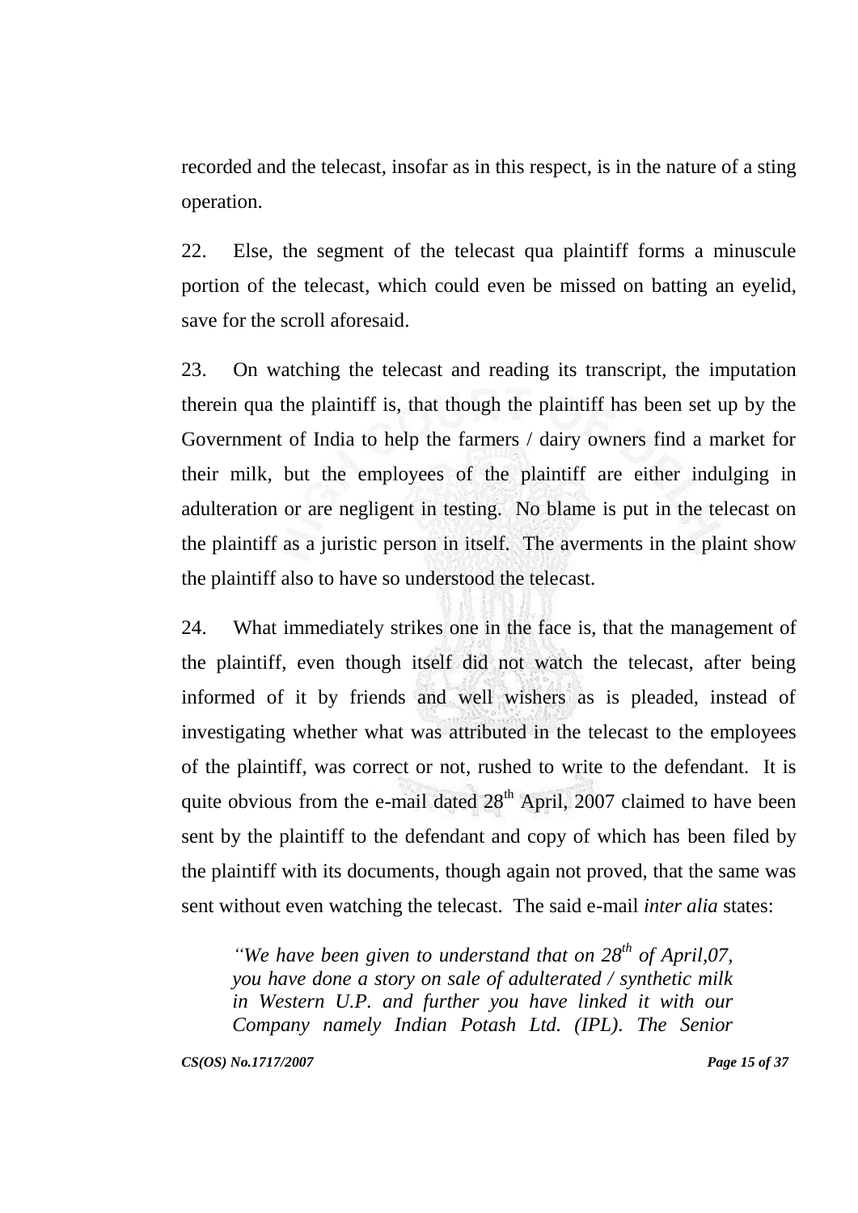recorded and the telecast, insofar as in this respect, is in the nature of a sting operation.

22. Else, the segment of the telecast qua plaintiff forms a minuscule portion of the telecast, which could even be missed on batting an eyelid, save for the scroll aforesaid.

23. On watching the telecast and reading its transcript, the imputation therein qua the plaintiff is, that though the plaintiff has been set up by the Government of India to help the farmers / dairy owners find a market for their milk, but the employees of the plaintiff are either indulging in adulteration or are negligent in testing. No blame is put in the telecast on the plaintiff as a juristic person in itself. The averments in the plaint show the plaintiff also to have so understood the telecast.

24. What immediately strikes one in the face is, that the management of the plaintiff, even though itself did not watch the telecast, after being informed of it by friends and well wishers as is pleaded, instead of investigating whether what was attributed in the telecast to the employees of the plaintiff, was correct or not, rushed to write to the defendant. It is quite obvious from the e-mail dated 28th April, 2007 claimed to have been sent by the plaintiff to the defendant and copy of which has been filed by the plaintiff with its documents, though again not proved, that the same was sent without even watching the telecast. The said e-mail *inter alia* states:

> *"We have been given to understand that on 28th of April,07, you have done a story on sale of adulterated / synthetic milk in Western U.P. and further you have linked it with our Company namely Indian Potash Ltd. (IPL). The Senior*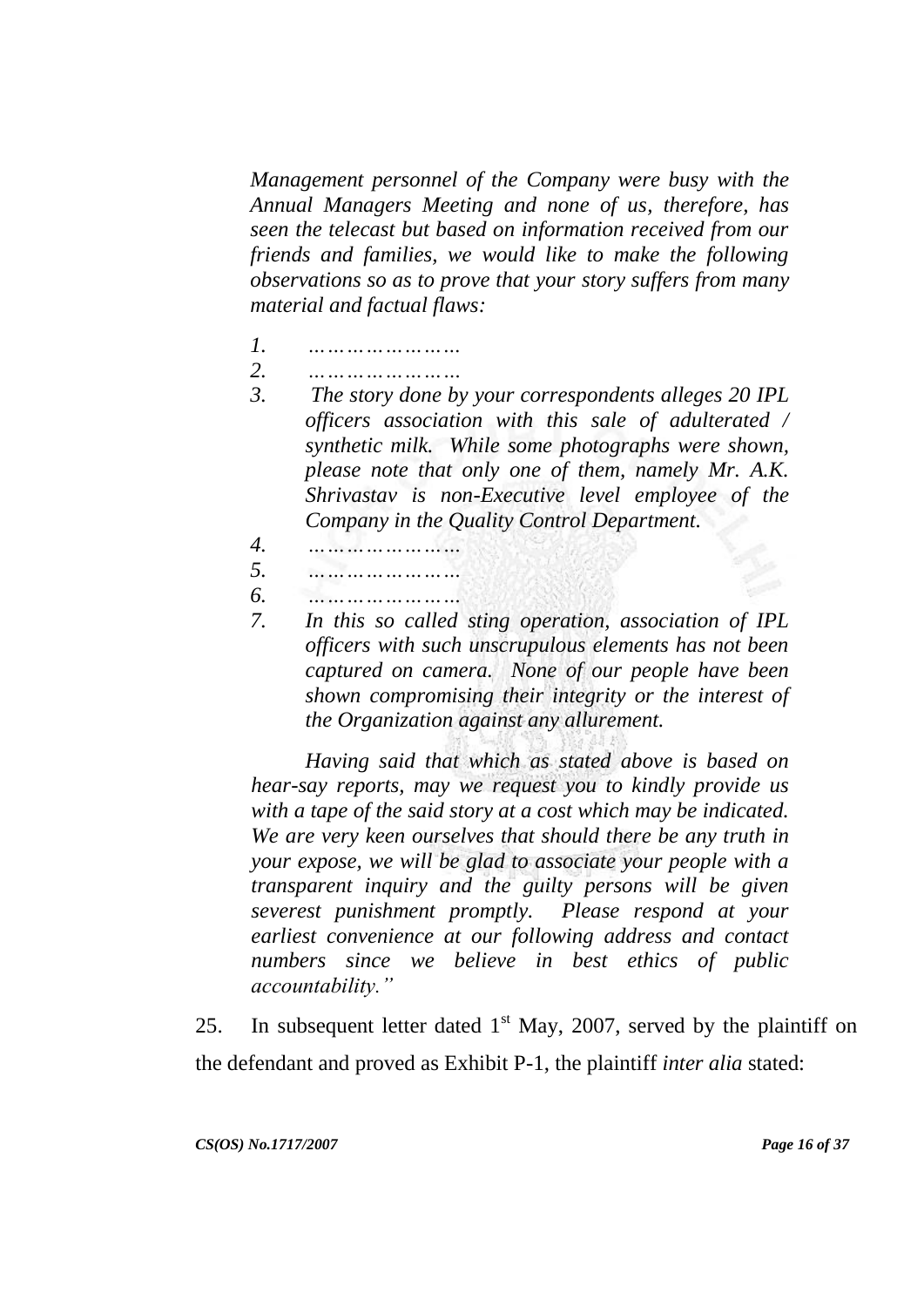*Management personnel of the Company were busy with the Annual Managers Meeting and none of us, therefore, has seen the telecast but based on information received from our friends and families, we would like to make the following observations so as to prove that your story suffers from many material and factual flaws:*

*1. ……………………*

*2. ……………………*

*3. The story done by your correspondents alleges 20 IPL officers association with this sale of adulterated / synthetic milk. While some photographs were shown, please note that only one of them, namely Mr. A.K. Shrivastav is non-Executive level employee of the Company in the Quality Control Department.*

*4. ……………………*

*5. ……………………*

*6. ……………………*

*7. In this so called sting operation, association of IPL officers with such unscrupulous elements has not been captured on camera. None of our people have been shown compromising their integrity or the interest of the Organization against any allurement.*

*Having said that which as stated above is based on hear-say reports, may we request you to kindly provide us with a tape of the said story at a cost which may be indicated. We are very keen ourselves that should there be any truth in your expose, we will be glad to associate your people with a transparent inquiry and the guilty persons will be given severest punishment promptly. Please respond at your earliest convenience at our following address and contact numbers since we believe in best ethics of public accountability."*

25. In subsequent letter dated 1st May, 2007, served by the plaintiff on the defendant and proved as Exhibit P-1, the plaintiff *inter alia* stated: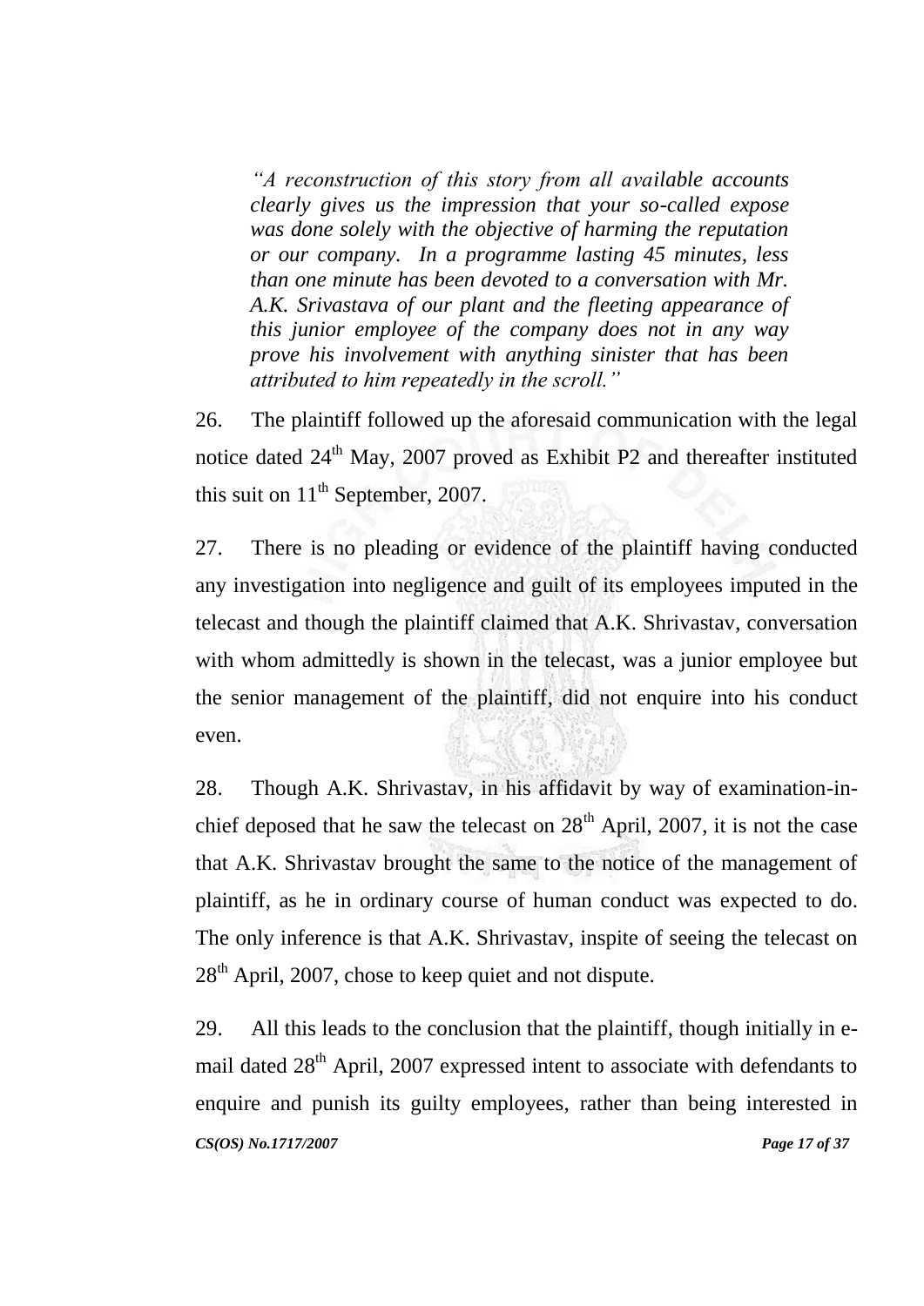*"A reconstruction of this story from all available accounts clearly gives us the impression that your so-called expose was done solely with the objective of harming the reputation or our company. In a programme lasting 45 minutes, less than one minute has been devoted to a conversation with Mr. A.K. Srivastava of our plant and the fleeting appearance of this junior employee of the company does not in any way prove his involvement with anything sinister that has been attributed to him repeatedly in the scroll."*

26. The plaintiff followed up the aforesaid communication with the legal notice dated 24th May, 2007 proved as Exhibit P2 and thereafter instituted this suit on 11th September, 2007.

27. There is no pleading or evidence of the plaintiff having conducted any investigation into negligence and guilt of its employees imputed in the telecast and though the plaintiff claimed that A.K. Shrivastav, conversation with whom admittedly is shown in the telecast, was a junior employee but the senior management of the plaintiff, did not enquire into his conduct even.

28. Though A.K. Shrivastav, in his affidavit by way of examination-in-chief deposed that he saw the telecast on 28th April, 2007, it is not the case that A.K. Shrivastav brought the same to the notice of the management of plaintiff, as he in ordinary course of human conduct was expected to do. The only inference is that A.K. Shrivastav, inspite of seeing the telecast on 28th April, 2007, chose to keep quiet and not dispute.

29. All this leads to the conclusion that the plaintiff, though initially in e-mail dated 28th April, 2007 expressed intent to associate with defendants to enquire and punish its guilty employees, rather than being interested in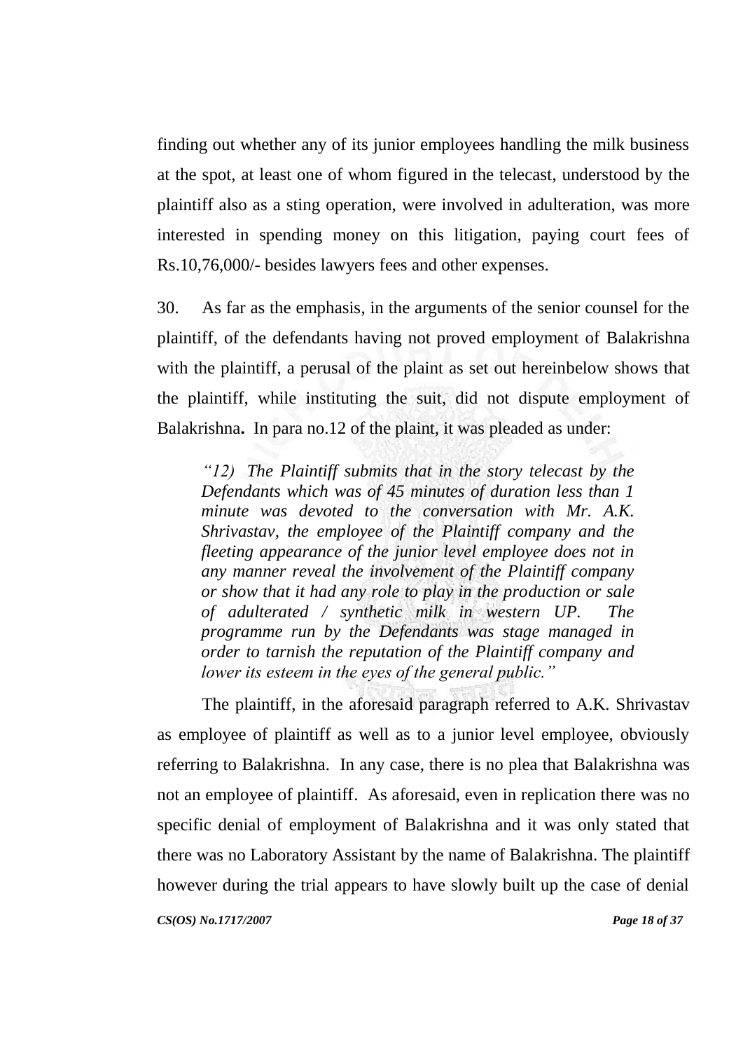finding out whether any of its junior employees handling the milk business at the spot, at least one of whom figured in the telecast, understood by the plaintiff also as a sting operation, were involved in adulteration, was more interested in spending money on this litigation, paying court fees of Rs.10,76,000/- besides lawyers fees and other expenses.

30. As far as the emphasis, in the arguments of the senior counsel for the plaintiff, of the defendants having not proved employment of Balakrishna with the plaintiff, a perusal of the plaint as set out hereinbelow shows that the plaintiff, while instituting the suit, did not dispute employment of Balakrishna**.** In para no.12 of the plaint, it was pleaded as under:

> *"12) The Plaintiff submits that in the story telecast by the Defendants which was of 45 minutes of duration less than 1 minute was devoted to the conversation with Mr. A.K. Shrivastav, the employee of the Plaintiff company and the fleeting appearance of the junior level employee does not in any manner reveal the involvement of the Plaintiff company or show that it had any role to play in the production or sale of adulterated / synthetic milk in western UP. The programme run by the Defendants was stage managed in order to tarnish the reputation of the Plaintiff company and lower its esteem in the eyes of the general public."*

The plaintiff, in the aforesaid paragraph referred to A.K. Shrivastav as employee of plaintiff as well as to a junior level employee, obviously referring to Balakrishna. In any case, there is no plea that Balakrishna was not an employee of plaintiff. As aforesaid, even in replication there was no specific denial of employment of Balakrishna and it was only stated that there was no Laboratory Assistant by the name of Balakrishna. The plaintiff however during the trial appears to have slowly built up the case of denial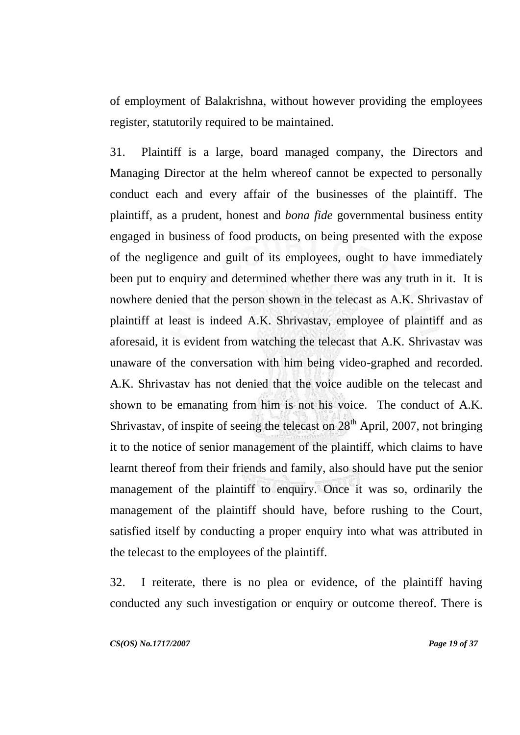of employment of Balakrishna, without however providing the employees register, statutorily required to be maintained.

31. Plaintiff is a large, board managed company, the Directors and Managing Director at the helm whereof cannot be expected to personally conduct each and every affair of the businesses of the plaintiff. The plaintiff, as a prudent, honest and *bona fide* governmental business entity engaged in business of food products, on being presented with the expose of the negligence and guilt of its employees, ought to have immediately been put to enquiry and determined whether there was any truth in it. It is nowhere denied that the person shown in the telecast as A.K. Shrivastav of plaintiff at least is indeed A.K. Shrivastav, employee of plaintiff and as aforesaid, it is evident from watching the telecast that A.K. Shrivastav was unaware of the conversation with him being video-graphed and recorded. A.K. Shrivastav has not denied that the voice audible on the telecast and shown to be emanating from him is not his voice. The conduct of A.K. Shrivastav, of inspite of seeing the telecast on 28th April, 2007, not bringing it to the notice of senior management of the plaintiff, which claims to have learnt thereof from their friends and family, also should have put the senior management of the plaintiff to enquiry. Once it was so, ordinarily the management of the plaintiff should have, before rushing to the Court, satisfied itself by conducting a proper enquiry into what was attributed in the telecast to the employees of the plaintiff.

32. I reiterate, there is no plea or evidence, of the plaintiff having conducted any such investigation or enquiry or outcome thereof. There is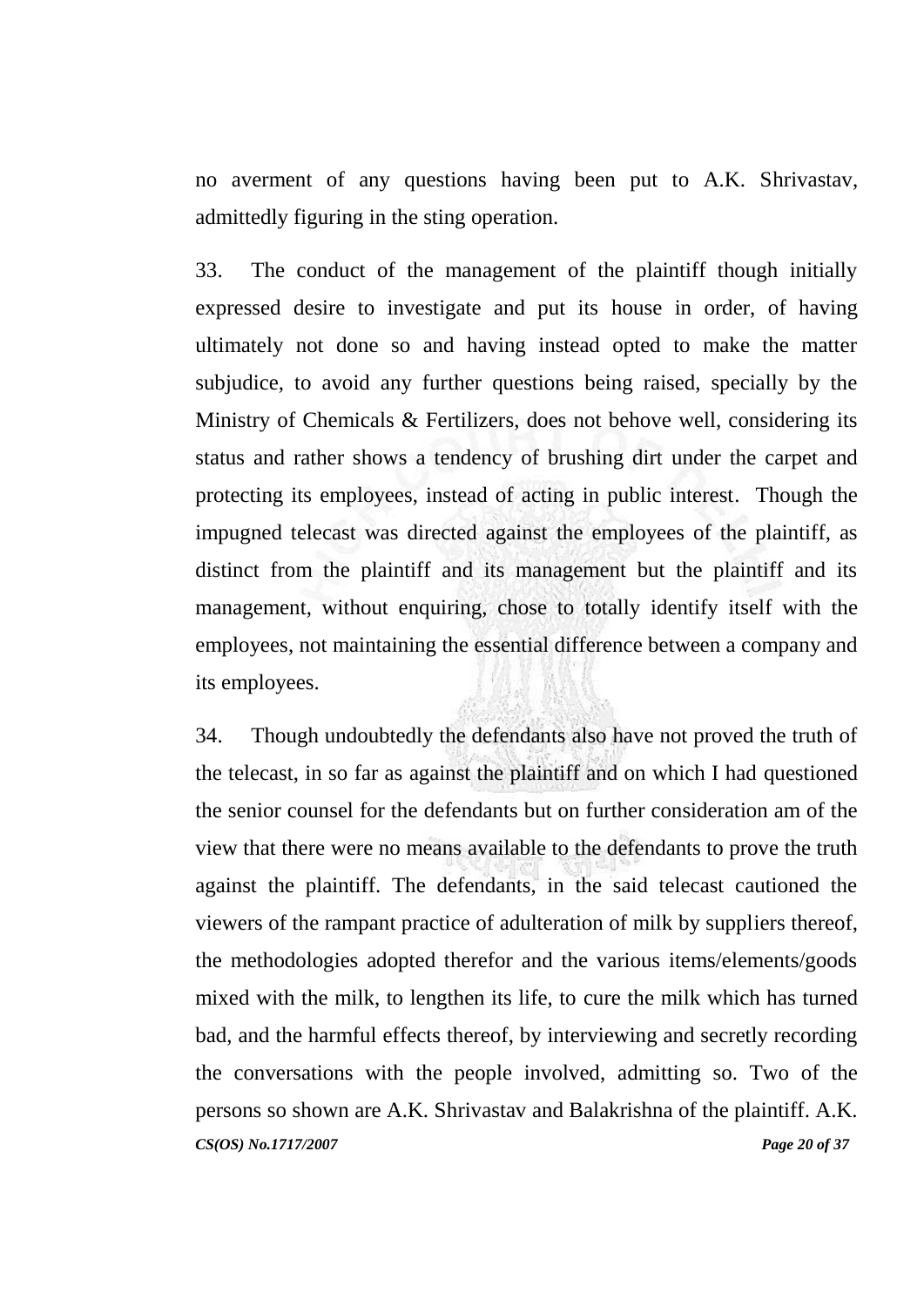no averment of any questions having been put to A.K. Shrivastav, admittedly figuring in the sting operation.

33. The conduct of the management of the plaintiff though initially expressed desire to investigate and put its house in order, of having ultimately not done so and having instead opted to make the matter subjudice, to avoid any further questions being raised, specially by the Ministry of Chemicals & Fertilizers, does not behove well, considering its status and rather shows a tendency of brushing dirt under the carpet and protecting its employees, instead of acting in public interest. Though the impugned telecast was directed against the employees of the plaintiff, as distinct from the plaintiff and its management but the plaintiff and its management, without enquiring, chose to totally identify itself with the employees, not maintaining the essential difference between a company and its employees.

34. Though undoubtedly the defendants also have not proved the truth of the telecast, in so far as against the plaintiff and on which I had questioned the senior counsel for the defendants but on further consideration am of the view that there were no means available to the defendants to prove the truth against the plaintiff. The defendants, in the said telecast cautioned the viewers of the rampant practice of adulteration of milk by suppliers thereof, the methodologies adopted therefor and the various items/elements/goods mixed with the milk, to lengthen its life, to cure the milk which has turned bad, and the harmful effects thereof, by interviewing and secretly recording the conversations with the people involved, admitting so. Two of the persons so shown are A.K. Shrivastav and Balakrishna of the plaintiff. A.K.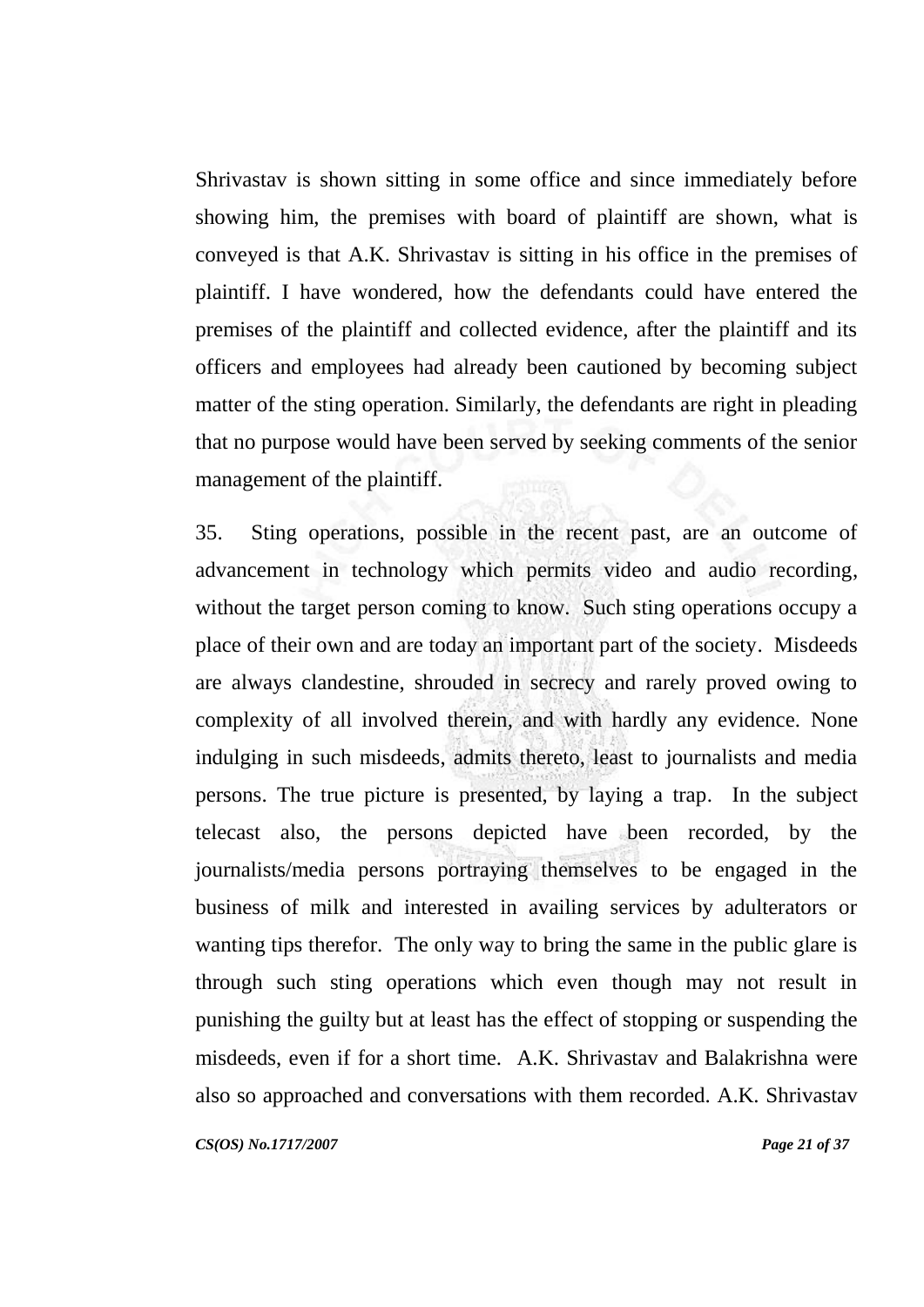Shrivastav is shown sitting in some office and since immediately before showing him, the premises with board of plaintiff are shown, what is conveyed is that A.K. Shrivastav is sitting in his office in the premises of plaintiff. I have wondered, how the defendants could have entered the premises of the plaintiff and collected evidence, after the plaintiff and its officers and employees had already been cautioned by becoming subject matter of the sting operation. Similarly, the defendants are right in pleading that no purpose would have been served by seeking comments of the senior management of the plaintiff.

35. Sting operations, possible in the recent past, are an outcome of advancement in technology which permits video and audio recording, without the target person coming to know. Such sting operations occupy a place of their own and are today an important part of the society. Misdeeds are always clandestine, shrouded in secrecy and rarely proved owing to complexity of all involved therein, and with hardly any evidence. None indulging in such misdeeds, admits thereto, least to journalists and media persons. The true picture is presented, by laying a trap. In the subject telecast also, the persons depicted have been recorded, by the journalists/media persons portraying themselves to be engaged in the business of milk and interested in availing services by adulterators or wanting tips therefor. The only way to bring the same in the public glare is through such sting operations which even though may not result in punishing the guilty but at least has the effect of stopping or suspending the misdeeds, even if for a short time. A.K. Shrivastav and Balakrishna were also so approached and conversations with them recorded. A.K. Shrivastav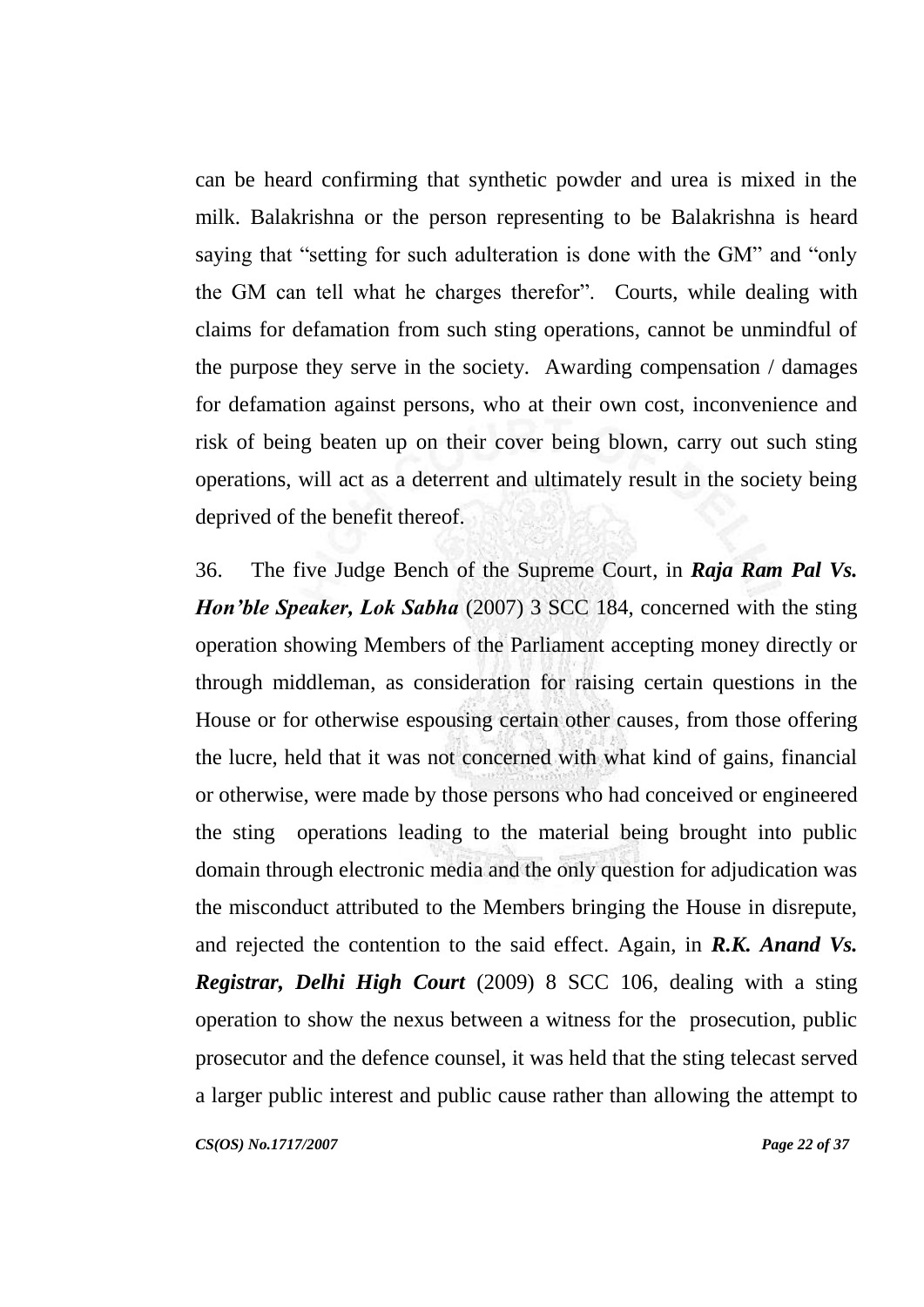can be heard confirming that synthetic powder and urea is mixed in the milk. Balakrishna or the person representing to be Balakrishna is heard saying that "setting for such adulteration is done with the GM" and "only the GM can tell what he charges therefor". Courts, while dealing with claims for defamation from such sting operations, cannot be unmindful of the purpose they serve in the society. Awarding compensation / damages for defamation against persons, who at their own cost, inconvenience and risk of being beaten up on their cover being blown, carry out such sting operations, will act as a deterrent and ultimately result in the society being deprived of the benefit thereof.

36. The five Judge Bench of the Supreme Court, in ***Raja Ram Pal Vs. Hon'ble Speaker, Lok Sabha*** (2007) 3 SCC 184, concerned with the sting operation showing Members of the Parliament accepting money directly or through middleman, as consideration for raising certain questions in the House or for otherwise espousing certain other causes, from those offering the lucre, held that it was not concerned with what kind of gains, financial or otherwise, were made by those persons who had conceived or engineered the sting operations leading to the material being brought into public domain through electronic media and the only question for adjudication was the misconduct attributed to the Members bringing the House in disrepute, and rejected the contention to the said effect. Again, in ***R.K. Anand Vs. Registrar, Delhi High Court*** (2009) 8 SCC 106, dealing with a sting operation to show the nexus between a witness for the prosecution, public prosecutor and the defence counsel, it was held that the sting telecast served a larger public interest and public cause rather than allowing the attempt to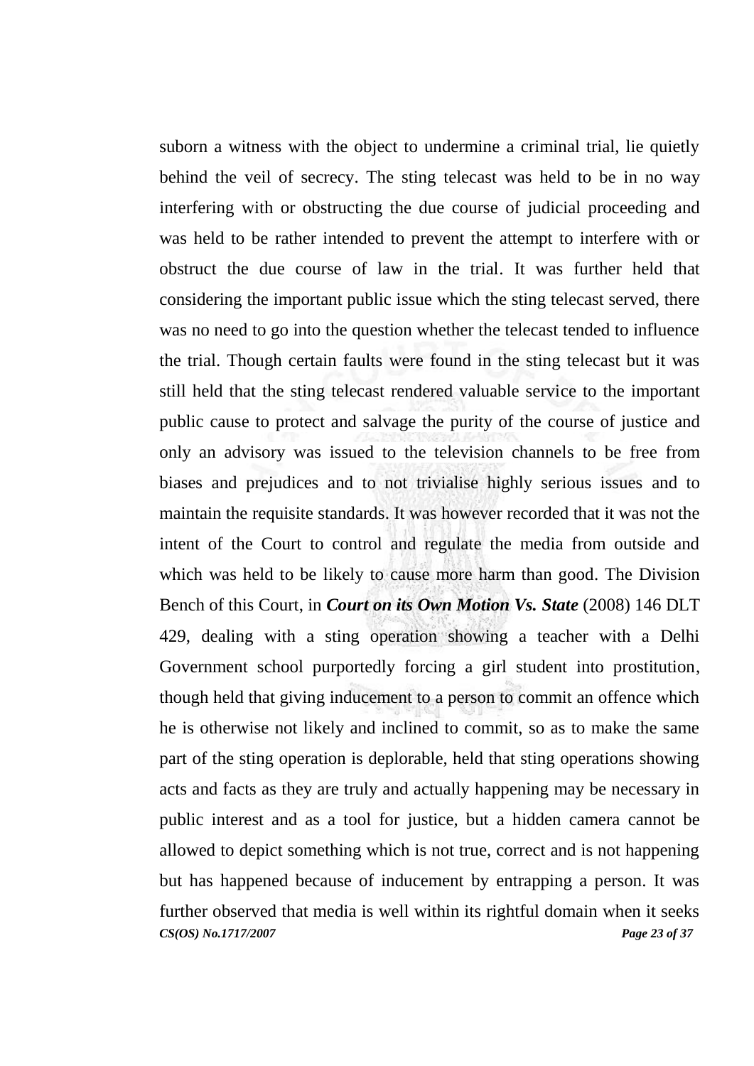suborn a witness with the object to undermine a criminal trial, lie quietly behind the veil of secrecy. The sting telecast was held to be in no way interfering with or obstructing the due course of judicial proceeding and was held to be rather intended to prevent the attempt to interfere with or obstruct the due course of law in the trial. It was further held that considering the important public issue which the sting telecast served, there was no need to go into the question whether the telecast tended to influence the trial. Though certain faults were found in the sting telecast but it was still held that the sting telecast rendered valuable service to the important public cause to protect and salvage the purity of the course of justice and only an advisory was issued to the television channels to be free from biases and prejudices and to not trivialise highly serious issues and to maintain the requisite standards. It was however recorded that it was not the intent of the Court to control and regulate the media from outside and which was held to be likely to cause more harm than good. The Division Bench of this Court, in ***Court on its Own Motion Vs. State*** (2008) 146 DLT 429, dealing with a sting operation showing a teacher with a Delhi Government school purportedly forcing a girl student into prostitution, though held that giving inducement to a person to commit an offence which he is otherwise not likely and inclined to commit, so as to make the same part of the sting operation is deplorable, held that sting operations showing acts and facts as they are truly and actually happening may be necessary in public interest and as a tool for justice, but a hidden camera cannot be allowed to depict something which is not true, correct and is not happening but has happened because of inducement by entrapping a person. It was further observed that media is well within its rightful domain when it seeks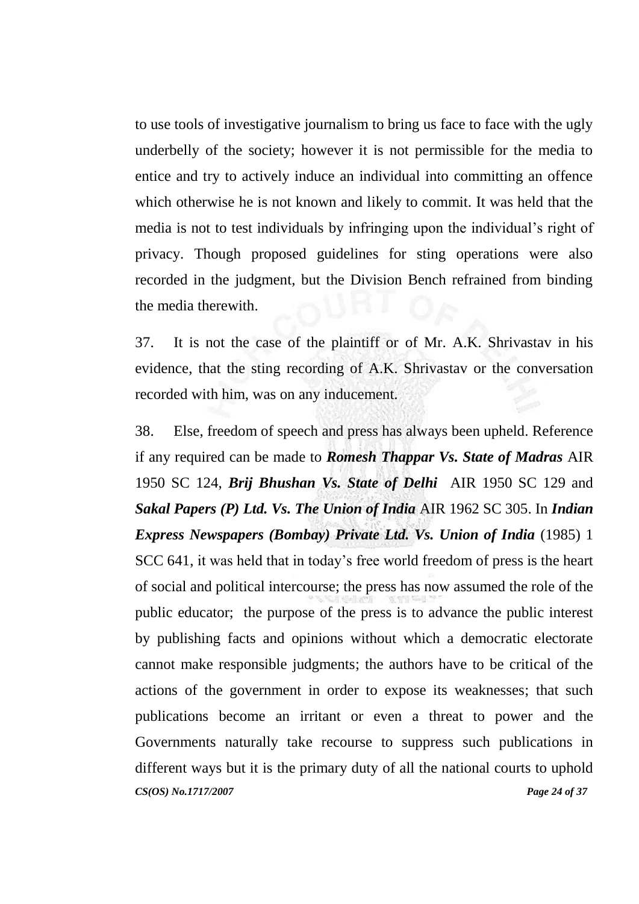to use tools of investigative journalism to bring us face to face with the ugly underbelly of the society; however it is not permissible for the media to entice and try to actively induce an individual into committing an offence which otherwise he is not known and likely to commit. It was held that the media is not to test individuals by infringing upon the individual's right of privacy. Though proposed guidelines for sting operations were also recorded in the judgment, but the Division Bench refrained from binding the media therewith.

37. It is not the case of the plaintiff or of Mr. A.K. Shrivastav in his evidence, that the sting recording of A.K. Shrivastav or the conversation recorded with him, was on any inducement.

38. Else, freedom of speech and press has always been upheld. Reference if any required can be made to ***Romesh Thappar Vs. State of Madras*** AIR 1950 SC 124, ***Brij Bhushan Vs. State of Delhi*** AIR 1950 SC 129 and ***Sakal Papers (P) Ltd. Vs. The Union of India*** AIR 1962 SC 305. In ***Indian Express Newspapers (Bombay) Private Ltd. Vs. Union of India*** (1985) 1 SCC 641, it was held that in today's free world freedom of press is the heart of social and political intercourse; the press has now assumed the role of the public educator; the purpose of the press is to advance the public interest by publishing facts and opinions without which a democratic electorate cannot make responsible judgments; the authors have to be critical of the actions of the government in order to expose its weaknesses; that such publications become an irritant or even a threat to power and the Governments naturally take recourse to suppress such publications in different ways but it is the primary duty of all the national courts to uphold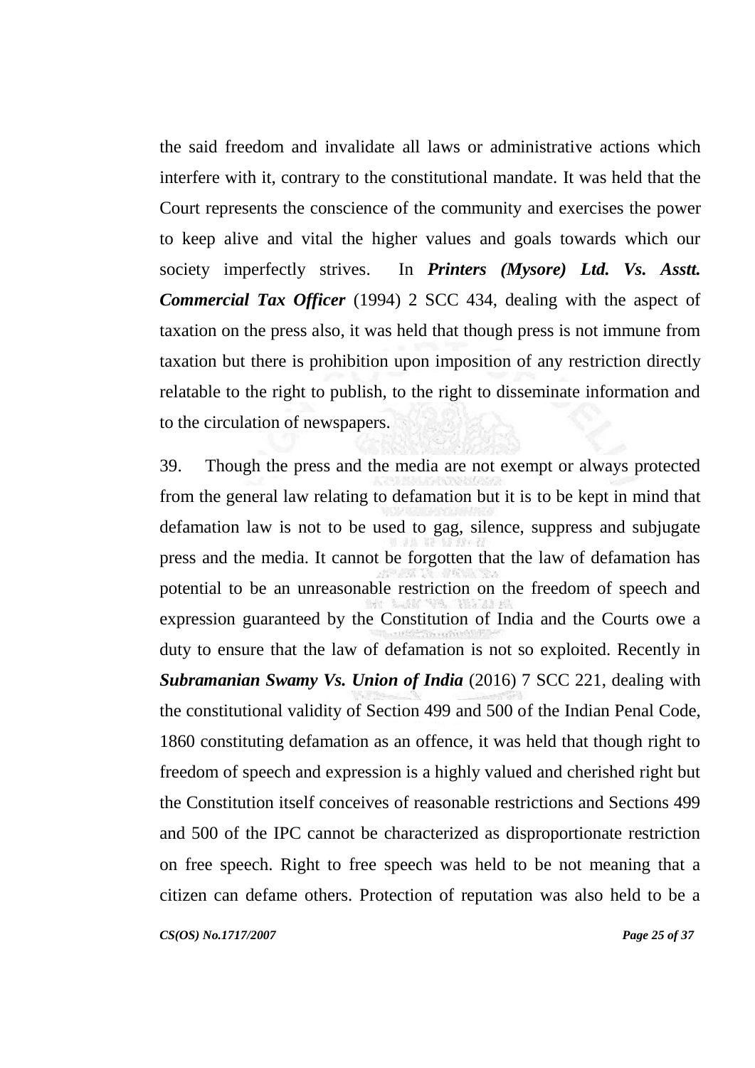the said freedom and invalidate all laws or administrative actions which interfere with it, contrary to the constitutional mandate. It was held that the Court represents the conscience of the community and exercises the power to keep alive and vital the higher values and goals towards which our society imperfectly strives. In ***Printers (Mysore) Ltd. Vs. Asstt. Commercial Tax Officer*** (1994) 2 SCC 434, dealing with the aspect of taxation on the press also, it was held that though press is not immune from taxation but there is prohibition upon imposition of any restriction directly relatable to the right to publish, to the right to disseminate information and to the circulation of newspapers.

39. Though the press and the media are not exempt or always protected from the general law relating to defamation but it is to be kept in mind that defamation law is not to be used to gag, silence, suppress and subjugate press and the media. It cannot be forgotten that the law of defamation has potential to be an unreasonable restriction on the freedom of speech and expression guaranteed by the Constitution of India and the Courts owe a duty to ensure that the law of defamation is not so exploited. Recently in ***Subramanian Swamy Vs. Union of India*** (2016) 7 SCC 221, dealing with the constitutional validity of Section 499 and 500 of the Indian Penal Code, 1860 constituting defamation as an offence, it was held that though right to freedom of speech and expression is a highly valued and cherished right but the Constitution itself conceives of reasonable restrictions and Sections 499 and 500 of the IPC cannot be characterized as disproportionate restriction on free speech. Right to free speech was held to be not meaning that a citizen can defame others. Protection of reputation was also held to be a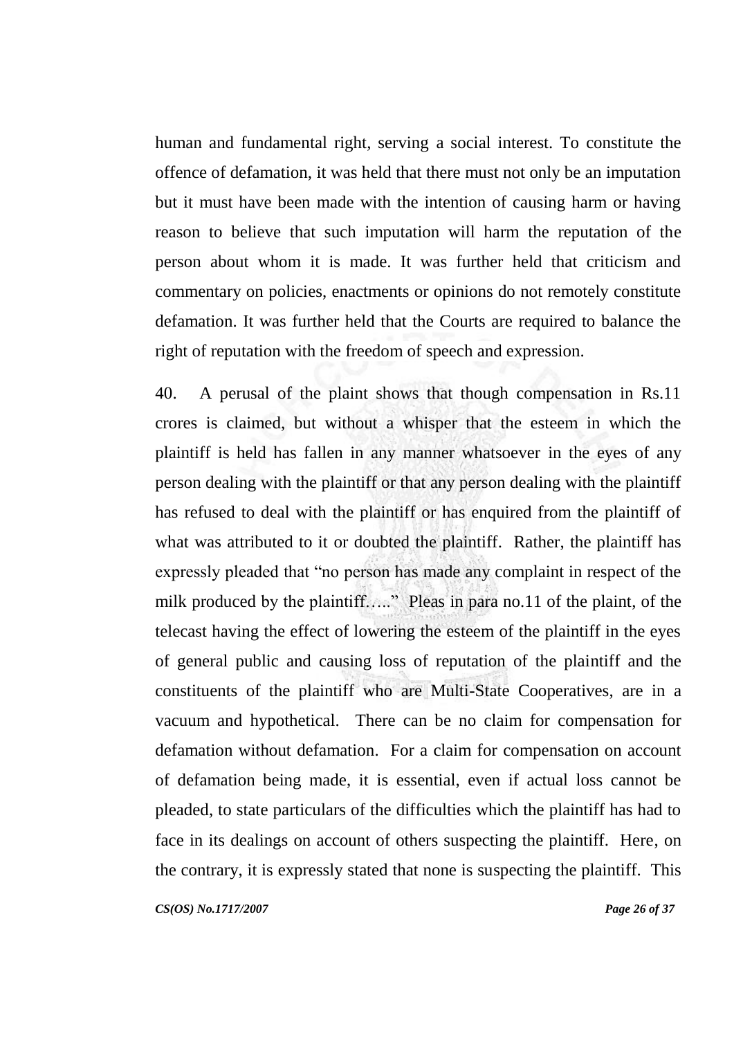human and fundamental right, serving a social interest. To constitute the offence of defamation, it was held that there must not only be an imputation but it must have been made with the intention of causing harm or having reason to believe that such imputation will harm the reputation of the person about whom it is made. It was further held that criticism and commentary on policies, enactments or opinions do not remotely constitute defamation. It was further held that the Courts are required to balance the right of reputation with the freedom of speech and expression.

40. A perusal of the plaint shows that though compensation in Rs.11 crores is claimed, but without a whisper that the esteem in which the plaintiff is held has fallen in any manner whatsoever in the eyes of any person dealing with the plaintiff or that any person dealing with the plaintiff has refused to deal with the plaintiff or has enquired from the plaintiff of what was attributed to it or doubted the plaintiff. Rather, the plaintiff has expressly pleaded that "no person has made any complaint in respect of the milk produced by the plaintiff….." Pleas in para no.11 of the plaint, of the telecast having the effect of lowering the esteem of the plaintiff in the eyes of general public and causing loss of reputation of the plaintiff and the constituents of the plaintiff who are Multi-State Cooperatives, are in a vacuum and hypothetical. There can be no claim for compensation for defamation without defamation. For a claim for compensation on account of defamation being made, it is essential, even if actual loss cannot be pleaded, to state particulars of the difficulties which the plaintiff has had to face in its dealings on account of others suspecting the plaintiff. Here, on the contrary, it is expressly stated that none is suspecting the plaintiff. This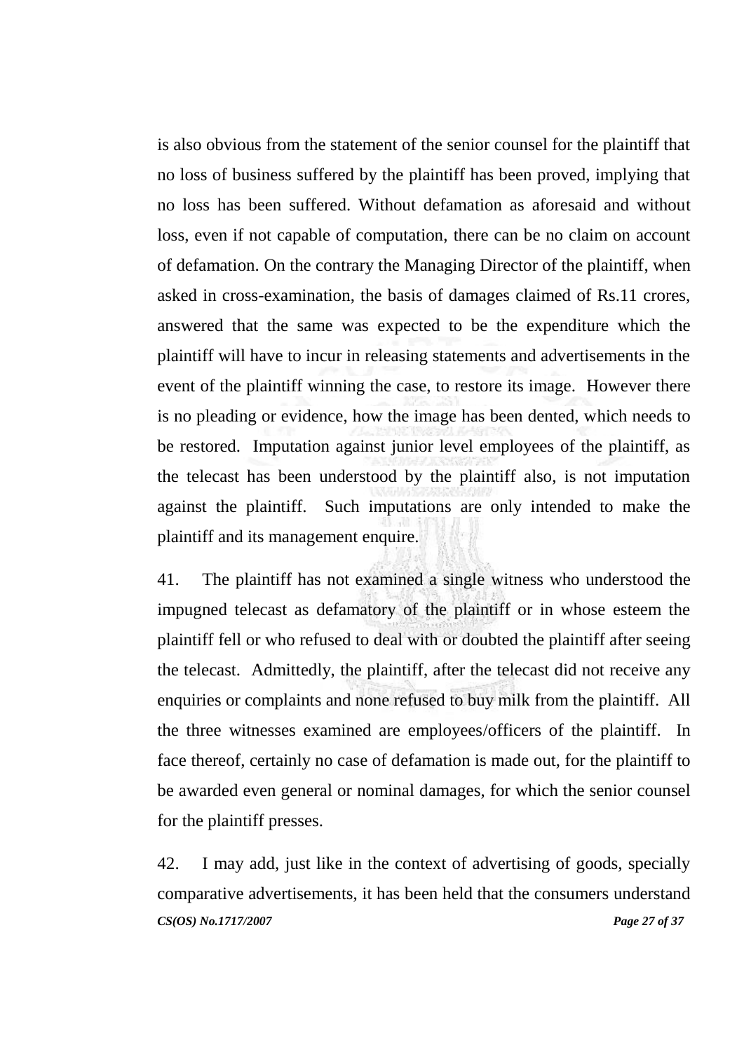is also obvious from the statement of the senior counsel for the plaintiff that no loss of business suffered by the plaintiff has been proved, implying that no loss has been suffered. Without defamation as aforesaid and without loss, even if not capable of computation, there can be no claim on account of defamation. On the contrary the Managing Director of the plaintiff, when asked in cross-examination, the basis of damages claimed of Rs.11 crores, answered that the same was expected to be the expenditure which the plaintiff will have to incur in releasing statements and advertisements in the event of the plaintiff winning the case, to restore its image. However there is no pleading or evidence, how the image has been dented, which needs to be restored. Imputation against junior level employees of the plaintiff, as the telecast has been understood by the plaintiff also, is not imputation against the plaintiff. Such imputations are only intended to make the plaintiff and its management enquire.

41. The plaintiff has not examined a single witness who understood the impugned telecast as defamatory of the plaintiff or in whose esteem the plaintiff fell or who refused to deal with or doubted the plaintiff after seeing the telecast. Admittedly, the plaintiff, after the telecast did not receive any enquiries or complaints and none refused to buy milk from the plaintiff. All the three witnesses examined are employees/officers of the plaintiff. In face thereof, certainly no case of defamation is made out, for the plaintiff to be awarded even general or nominal damages, for which the senior counsel for the plaintiff presses.

42. I may add, just like in the context of advertising of goods, specially comparative advertisements, it has been held that the consumers understand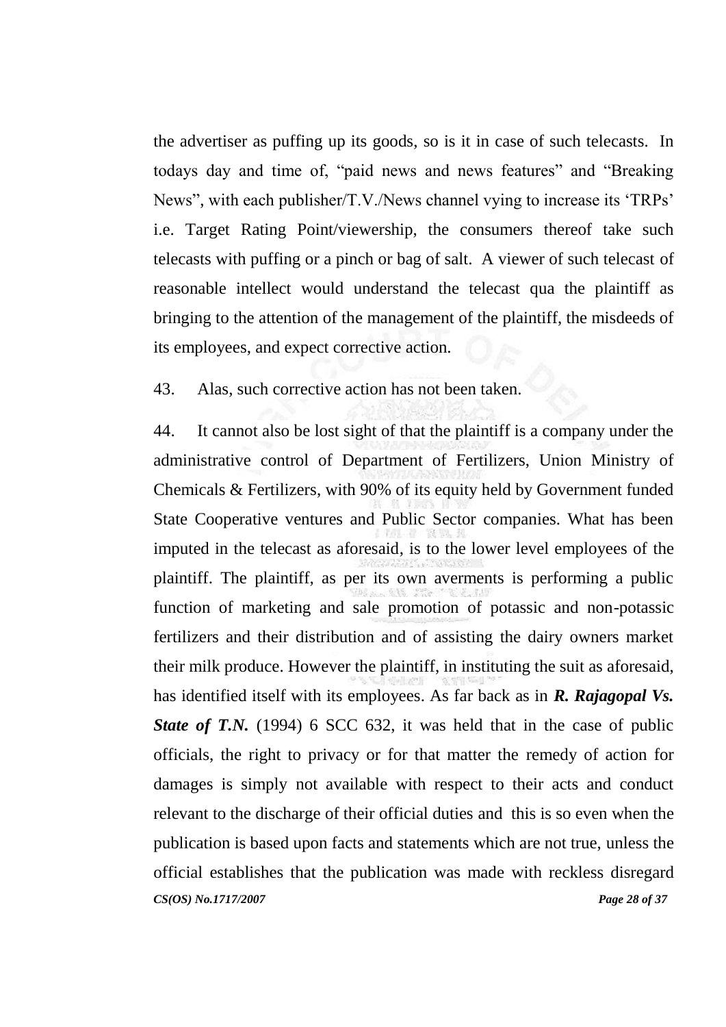the advertiser as puffing up its goods, so is it in case of such telecasts. In todays day and time of, "paid news and news features" and "Breaking News", with each publisher/T.V./News channel vying to increase its 'TRPs' i.e. Target Rating Point/viewership, the consumers thereof take such telecasts with puffing or a pinch or bag of salt. A viewer of such telecast of reasonable intellect would understand the telecast qua the plaintiff as bringing to the attention of the management of the plaintiff, the misdeeds of its employees, and expect corrective action.

43. Alas, such corrective action has not been taken.

44. It cannot also be lost sight of that the plaintiff is a company under the administrative control of Department of Fertilizers, Union Ministry of Chemicals & Fertilizers, with 90% of its equity held by Government funded State Cooperative ventures and Public Sector companies. What has been imputed in the telecast as aforesaid, is to the lower level employees of the plaintiff. The plaintiff, as per its own averments is performing a public function of marketing and sale promotion of potassic and non-potassic fertilizers and their distribution and of assisting the dairy owners market their milk produce. However the plaintiff, in instituting the suit as aforesaid, has identified itself with its employees. As far back as in ***R. Rajagopal Vs. State of T.N.*** (1994) 6 SCC 632, it was held that in the case of public officials, the right to privacy or for that matter the remedy of action for damages is simply not available with respect to their acts and conduct relevant to the discharge of their official duties and this is so even when the publication is based upon facts and statements which are not true, unless the official establishes that the publication was made with reckless disregard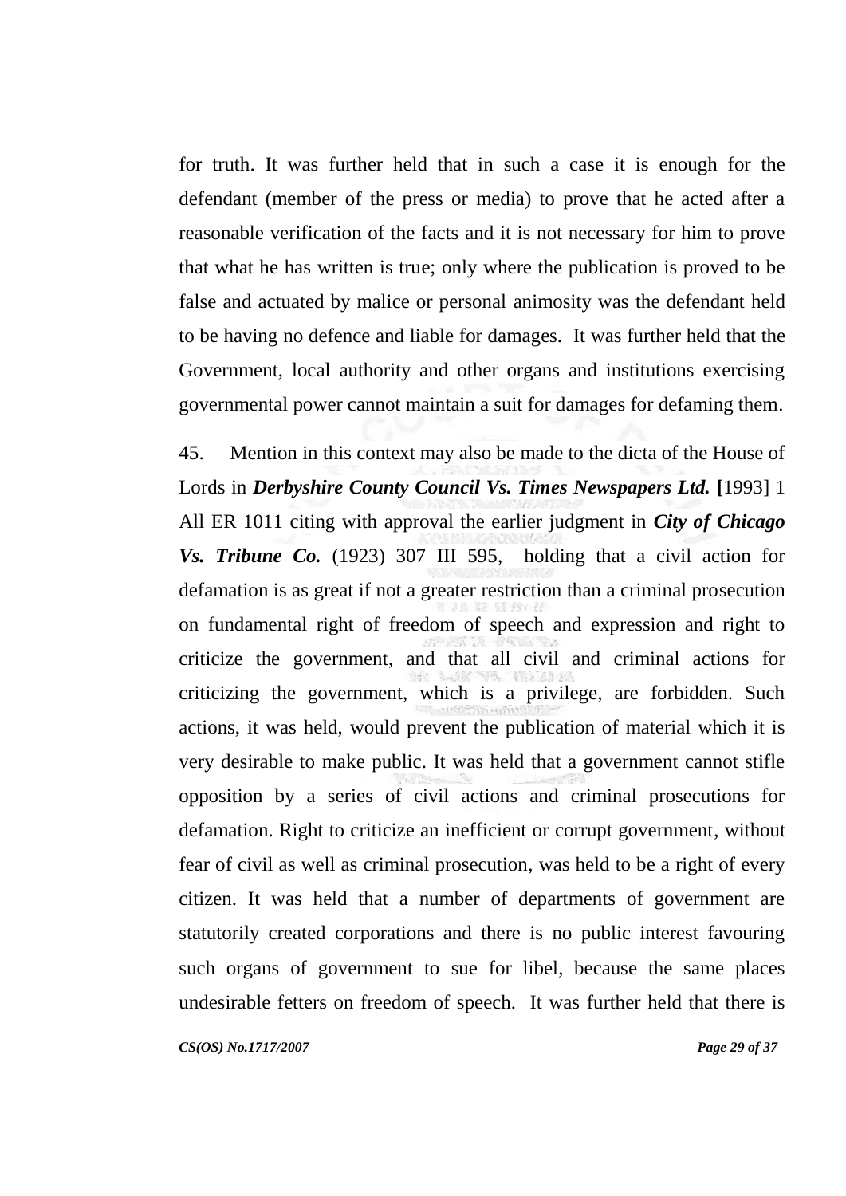for truth. It was further held that in such a case it is enough for the defendant (member of the press or media) to prove that he acted after a reasonable verification of the facts and it is not necessary for him to prove that what he has written is true; only where the publication is proved to be false and actuated by malice or personal animosity was the defendant held to be having no defence and liable for damages. It was further held that the Government, local authority and other organs and institutions exercising governmental power cannot maintain a suit for damages for defaming them.

45. Mention in this context may also be made to the dicta of the House of Lords in ***Derbyshire County Council Vs. Times Newspapers Ltd.*** **[**1993] 1 All ER 1011 citing with approval the earlier judgment in ***City of Chicago Vs. Tribune Co.*** (1923) 307 III 595, holding that a civil action for defamation is as great if not a greater restriction than a criminal prosecution on fundamental right of freedom of speech and expression and right to criticize the government, and that all civil and criminal actions for criticizing the government, which is a privilege, are forbidden. Such actions, it was held, would prevent the publication of material which it is very desirable to make public. It was held that a government cannot stifle opposition by a series of civil actions and criminal prosecutions for defamation. Right to criticize an inefficient or corrupt government, without fear of civil as well as criminal prosecution, was held to be a right of every citizen. It was held that a number of departments of government are statutorily created corporations and there is no public interest favouring such organs of government to sue for libel, because the same places undesirable fetters on freedom of speech. It was further held that there is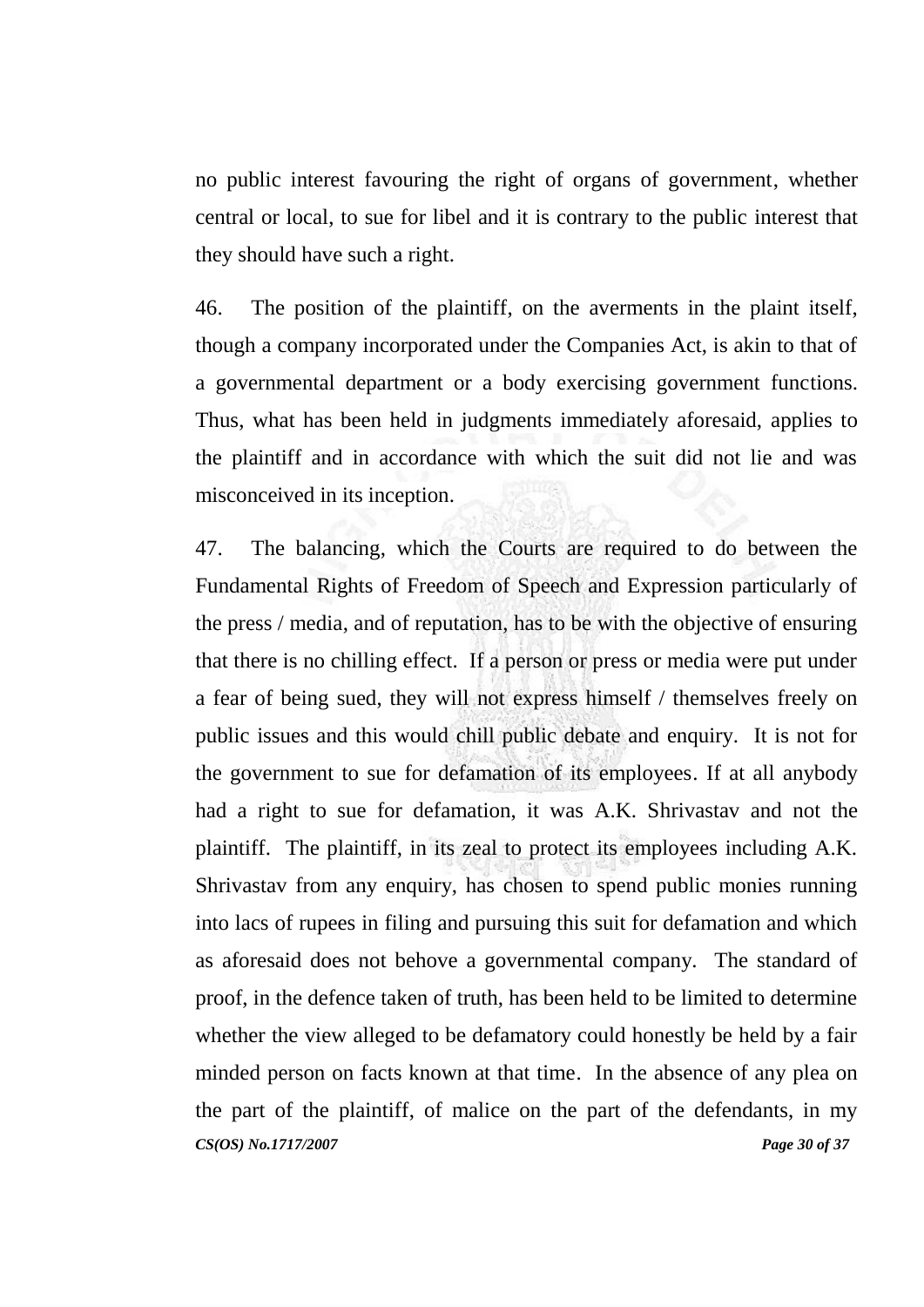no public interest favouring the right of organs of government, whether central or local, to sue for libel and it is contrary to the public interest that they should have such a right.

46. The position of the plaintiff, on the averments in the plaint itself, though a company incorporated under the Companies Act, is akin to that of a governmental department or a body exercising government functions. Thus, what has been held in judgments immediately aforesaid, applies to the plaintiff and in accordance with which the suit did not lie and was misconceived in its inception.

47. The balancing, which the Courts are required to do between the Fundamental Rights of Freedom of Speech and Expression particularly of the press / media, and of reputation, has to be with the objective of ensuring that there is no chilling effect. If a person or press or media were put under a fear of being sued, they will not express himself / themselves freely on public issues and this would chill public debate and enquiry. It is not for the government to sue for defamation of its employees. If at all anybody had a right to sue for defamation, it was A.K. Shrivastav and not the plaintiff. The plaintiff, in its zeal to protect its employees including A.K. Shrivastav from any enquiry, has chosen to spend public monies running into lacs of rupees in filing and pursuing this suit for defamation and which as aforesaid does not behove a governmental company. The standard of proof, in the defence taken of truth, has been held to be limited to determine whether the view alleged to be defamatory could honestly be held by a fair minded person on facts known at that time. In the absence of any plea on the part of the plaintiff, of malice on the part of the defendants, in my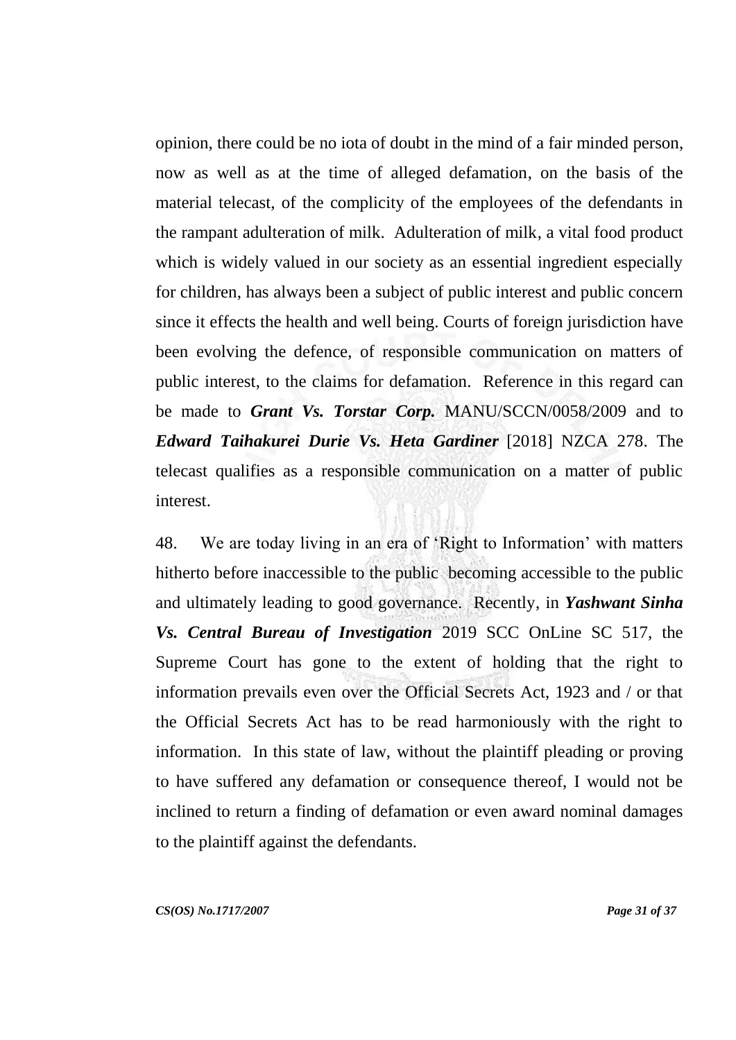opinion, there could be no iota of doubt in the mind of a fair minded person, now as well as at the time of alleged defamation, on the basis of the material telecast, of the complicity of the employees of the defendants in the rampant adulteration of milk. Adulteration of milk, a vital food product which is widely valued in our society as an essential ingredient especially for children, has always been a subject of public interest and public concern since it effects the health and well being. Courts of foreign jurisdiction have been evolving the defence, of responsible communication on matters of public interest, to the claims for defamation. Reference in this regard can be made to ***Grant Vs. Torstar Corp.*** MANU/SCCN/0058/2009 and to ***Edward Taihakurei Durie Vs. Heta Gardiner*** [2018] NZCA 278. The telecast qualifies as a responsible communication on a matter of public interest.

48. We are today living in an era of 'Right to Information' with matters hitherto before inaccessible to the public becoming accessible to the public and ultimately leading to good governance. Recently, in ***Yashwant Sinha Vs. Central Bureau of Investigation*** 2019 SCC OnLine SC 517, the Supreme Court has gone to the extent of holding that the right to information prevails even over the Official Secrets Act, 1923 and / or that the Official Secrets Act has to be read harmoniously with the right to information. In this state of law, without the plaintiff pleading or proving to have suffered any defamation or consequence thereof, I would not be inclined to return a finding of defamation or even award nominal damages to the plaintiff against the defendants.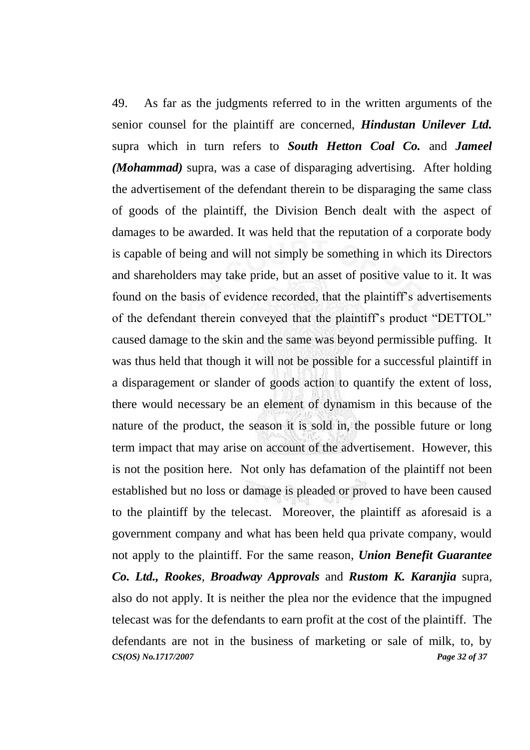49. As far as the judgments referred to in the written arguments of the senior counsel for the plaintiff are concerned, ***Hindustan Unilever Ltd.*** supra which in turn refers to ***South Hetton Coal Co.*** and ***Jameel (Mohammad)*** supra, was a case of disparaging advertising. After holding the advertisement of the defendant therein to be disparaging the same class of goods of the plaintiff, the Division Bench dealt with the aspect of damages to be awarded. It was held that the reputation of a corporate body is capable of being and will not simply be something in which its Directors and shareholders may take pride, but an asset of positive value to it. It was found on the basis of evidence recorded, that the plaintiff's advertisements of the defendant therein conveyed that the plaintiff's product "DETTOL" caused damage to the skin and the same was beyond permissible puffing. It was thus held that though it will not be possible for a successful plaintiff in a disparagement or slander of goods action to quantify the extent of loss, there would necessary be an element of dynamism in this because of the nature of the product, the season it is sold in, the possible future or long term impact that may arise on account of the advertisement. However, this is not the position here. Not only has defamation of the plaintiff not been established but no loss or damage is pleaded or proved to have been caused to the plaintiff by the telecast. Moreover, the plaintiff as aforesaid is a government company and what has been held qua private company, would not apply to the plaintiff. For the same reason, ***Union Benefit Guarantee Co. Ltd.***, ***Rookes***, ***Broadway Approvals*** and ***Rustom K. Karanjia*** supra, also do not apply. It is neither the plea nor the evidence that the impugned telecast was for the defendants to earn profit at the cost of the plaintiff. The defendants are not in the business of marketing or sale of milk, to, by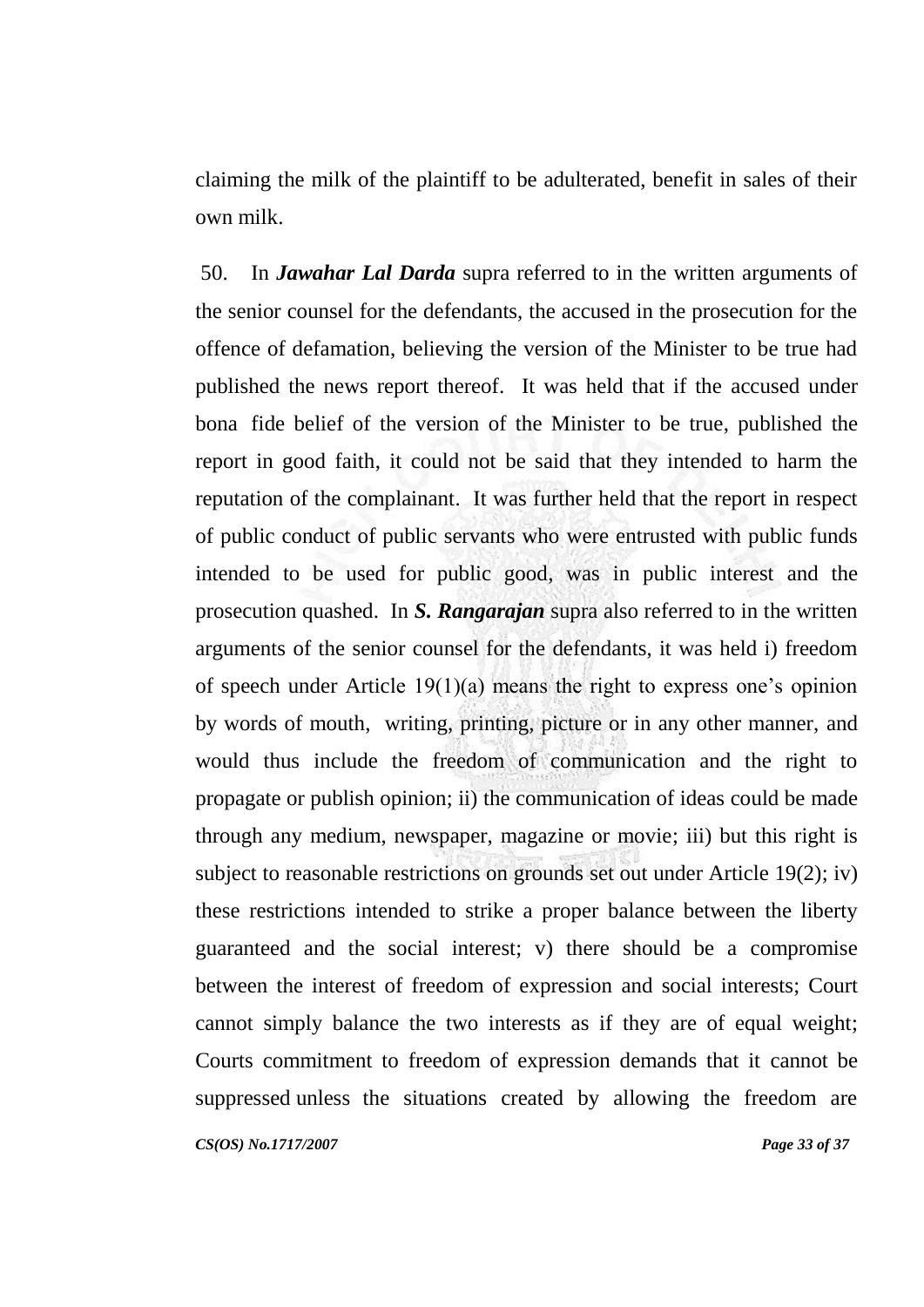claiming the milk of the plaintiff to be adulterated, benefit in sales of their own milk.

50. In ***Jawahar Lal Darda*** supra referred to in the written arguments of the senior counsel for the defendants, the accused in the prosecution for the offence of defamation, believing the version of the Minister to be true had published the news report thereof. It was held that if the accused under bona fide belief of the version of the Minister to be true, published the report in good faith, it could not be said that they intended to harm the reputation of the complainant. It was further held that the report in respect of public conduct of public servants who were entrusted with public funds intended to be used for public good, was in public interest and the prosecution quashed. In ***S. Rangarajan*** supra also referred to in the written arguments of the senior counsel for the defendants, it was held i) freedom of speech under Article 19(1)(a) means the right to express one's opinion by words of mouth, writing, printing, picture or in any other manner, and would thus include the freedom of communication and the right to propagate or publish opinion; ii) the communication of ideas could be made through any medium, newspaper, magazine or movie; iii) but this right is subject to reasonable restrictions on grounds set out under Article 19(2); iv) these restrictions intended to strike a proper balance between the liberty guaranteed and the social interest; v) there should be a compromise between the interest of freedom of expression and social interests; Court cannot simply balance the two interests as if they are of equal weight; Courts commitment to freedom of expression demands that it cannot be suppressed unless the situations created by allowing the freedom are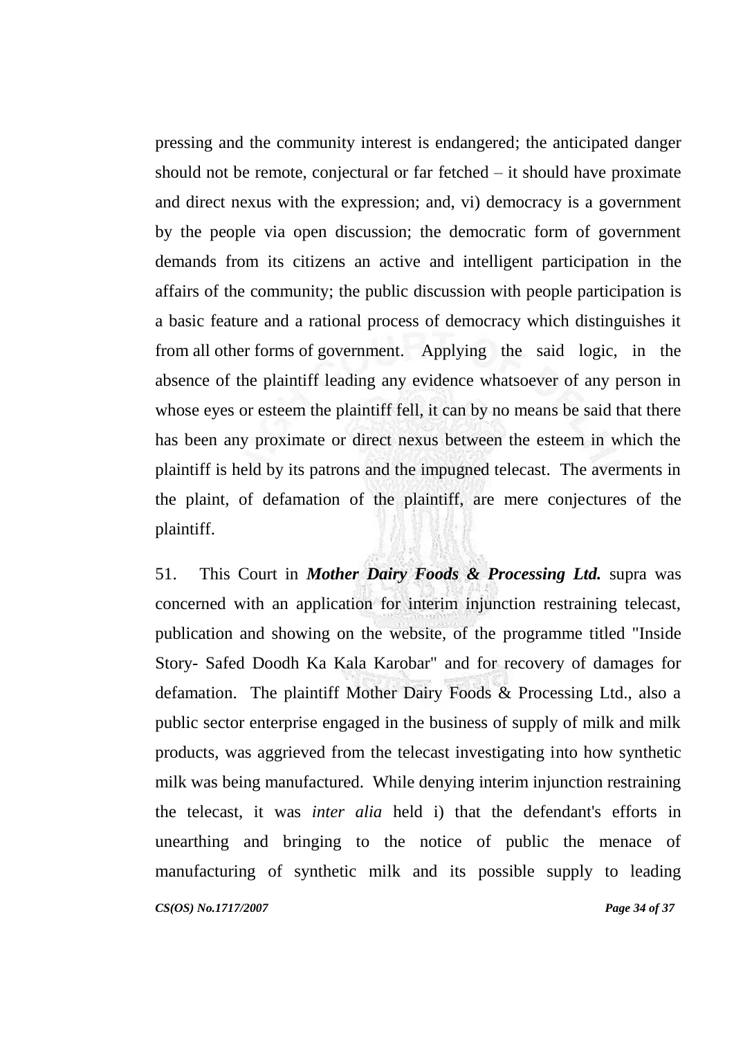pressing and the community interest is endangered; the anticipated danger should not be remote, conjectural or far fetched – it should have proximate and direct nexus with the expression; and, vi) democracy is a government by the people via open discussion; the democratic form of government demands from its citizens an active and intelligent participation in the affairs of the community; the public discussion with people participation is a basic feature and a rational process of democracy which distinguishes it from all other forms of government. Applying the said logic, in the absence of the plaintiff leading any evidence whatsoever of any person in whose eyes or esteem the plaintiff fell, it can by no means be said that there has been any proximate or direct nexus between the esteem in which the plaintiff is held by its patrons and the impugned telecast. The averments in the plaint, of defamation of the plaintiff, are mere conjectures of the plaintiff.

51. This Court in ***Mother Dairy Foods & Processing Ltd.*** supra was concerned with an application for interim injunction restraining telecast, publication and showing on the website, of the programme titled "Inside Story- Safed Doodh Ka Kala Karobar" and for recovery of damages for defamation. The plaintiff Mother Dairy Foods & Processing Ltd., also a public sector enterprise engaged in the business of supply of milk and milk products, was aggrieved from the telecast investigating into how synthetic milk was being manufactured. While denying interim injunction restraining the telecast, it was *inter alia* held i) that the defendant's efforts in unearthing and bringing to the notice of public the menace of manufacturing of synthetic milk and its possible supply to leading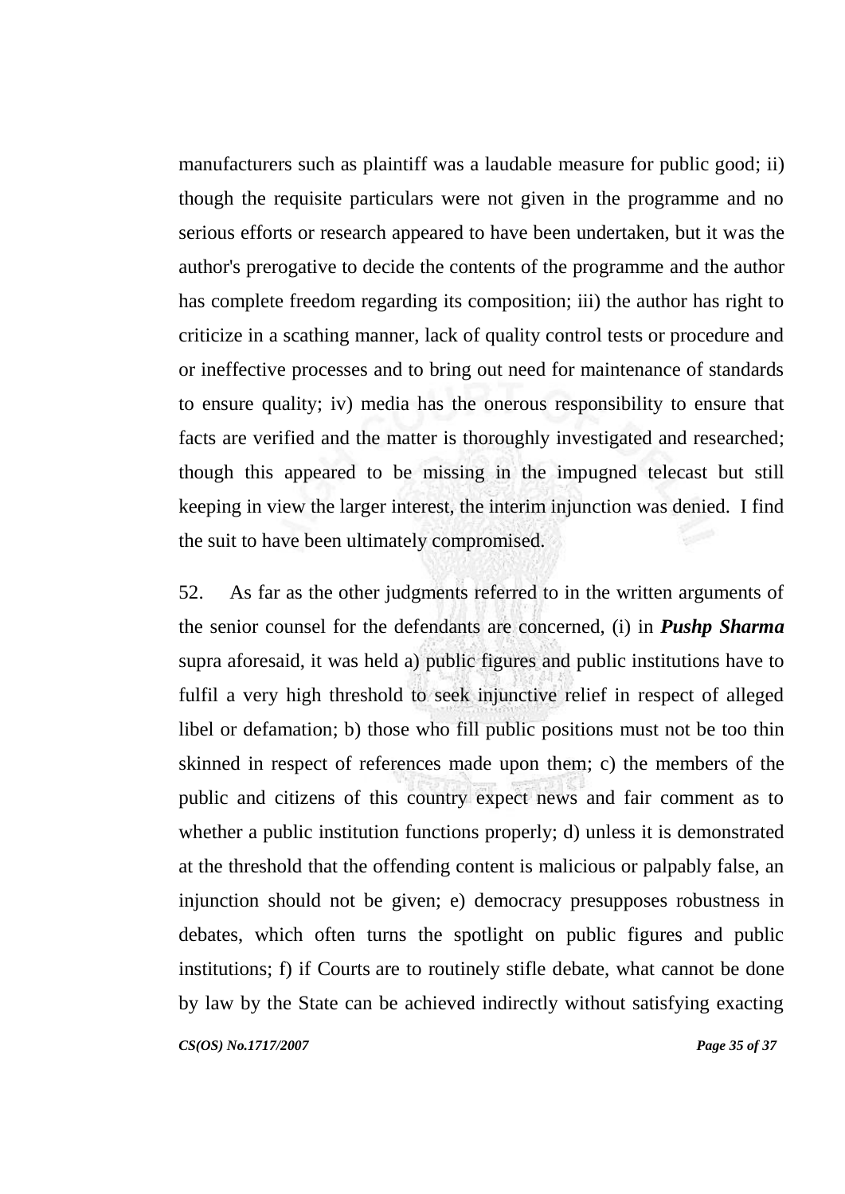manufacturers such as plaintiff was a laudable measure for public good; ii) though the requisite particulars were not given in the programme and no serious efforts or research appeared to have been undertaken, but it was the author's prerogative to decide the contents of the programme and the author has complete freedom regarding its composition; iii) the author has right to criticize in a scathing manner, lack of quality control tests or procedure and or ineffective processes and to bring out need for maintenance of standards to ensure quality; iv) media has the onerous responsibility to ensure that facts are verified and the matter is thoroughly investigated and researched; though this appeared to be missing in the impugned telecast but still keeping in view the larger interest, the interim injunction was denied. I find the suit to have been ultimately compromised.

52. As far as the other judgments referred to in the written arguments of the senior counsel for the defendants are concerned, (i) in ***Pushp Sharma*** supra aforesaid, it was held a) public figures and public institutions have to fulfil a very high threshold to seek injunctive relief in respect of alleged libel or defamation; b) those who fill public positions must not be too thin skinned in respect of references made upon them; c) the members of the public and citizens of this country expect news and fair comment as to whether a public institution functions properly; d) unless it is demonstrated at the threshold that the offending content is malicious or palpably false, an injunction should not be given; e) democracy presupposes robustness in debates, which often turns the spotlight on public figures and public institutions; f) if Courts are to routinely stifle debate, what cannot be done by law by the State can be achieved indirectly without satisfying exacting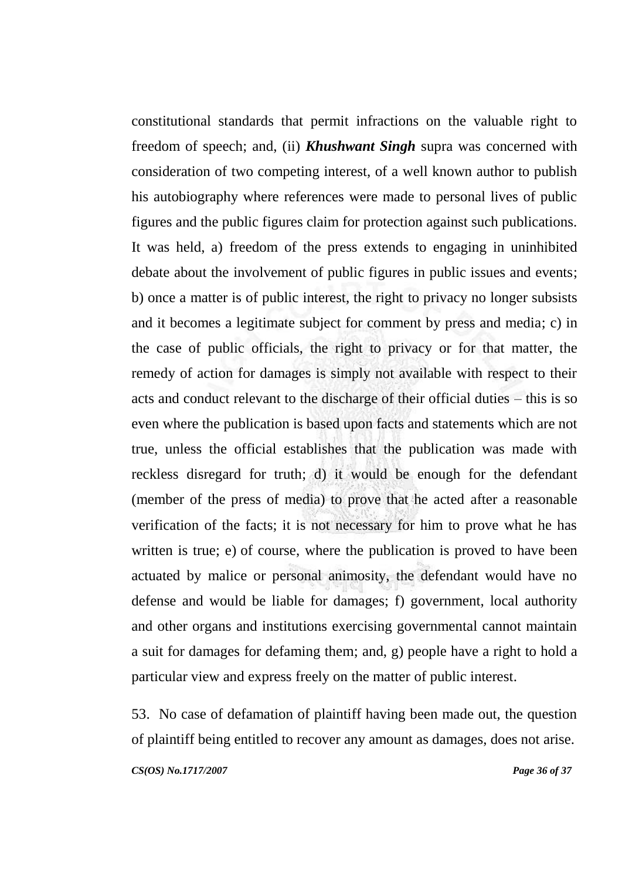constitutional standards that permit infractions on the valuable right to freedom of speech; and, (ii) ***Khushwant Singh*** supra was concerned with consideration of two competing interest, of a well known author to publish his autobiography where references were made to personal lives of public figures and the public figures claim for protection against such publications. It was held, a) freedom of the press extends to engaging in uninhibited debate about the involvement of public figures in public issues and events; b) once a matter is of public interest, the right to privacy no longer subsists and it becomes a legitimate subject for comment by press and media; c) in the case of public officials, the right to privacy or for that matter, the remedy of action for damages is simply not available with respect to their acts and conduct relevant to the discharge of their official duties – this is so even where the publication is based upon facts and statements which are not true, unless the official establishes that the publication was made with reckless disregard for truth; d) it would be enough for the defendant (member of the press of media) to prove that he acted after a reasonable verification of the facts; it is not necessary for him to prove what he has written is true; e) of course, where the publication is proved to have been actuated by malice or personal animosity, the defendant would have no defense and would be liable for damages; f) government, local authority and other organs and institutions exercising governmental cannot maintain a suit for damages for defaming them; and, g) people have a right to hold a particular view and express freely on the matter of public interest.

53. No case of defamation of plaintiff having been made out, the question of plaintiff being entitled to recover any amount as damages, does not arise.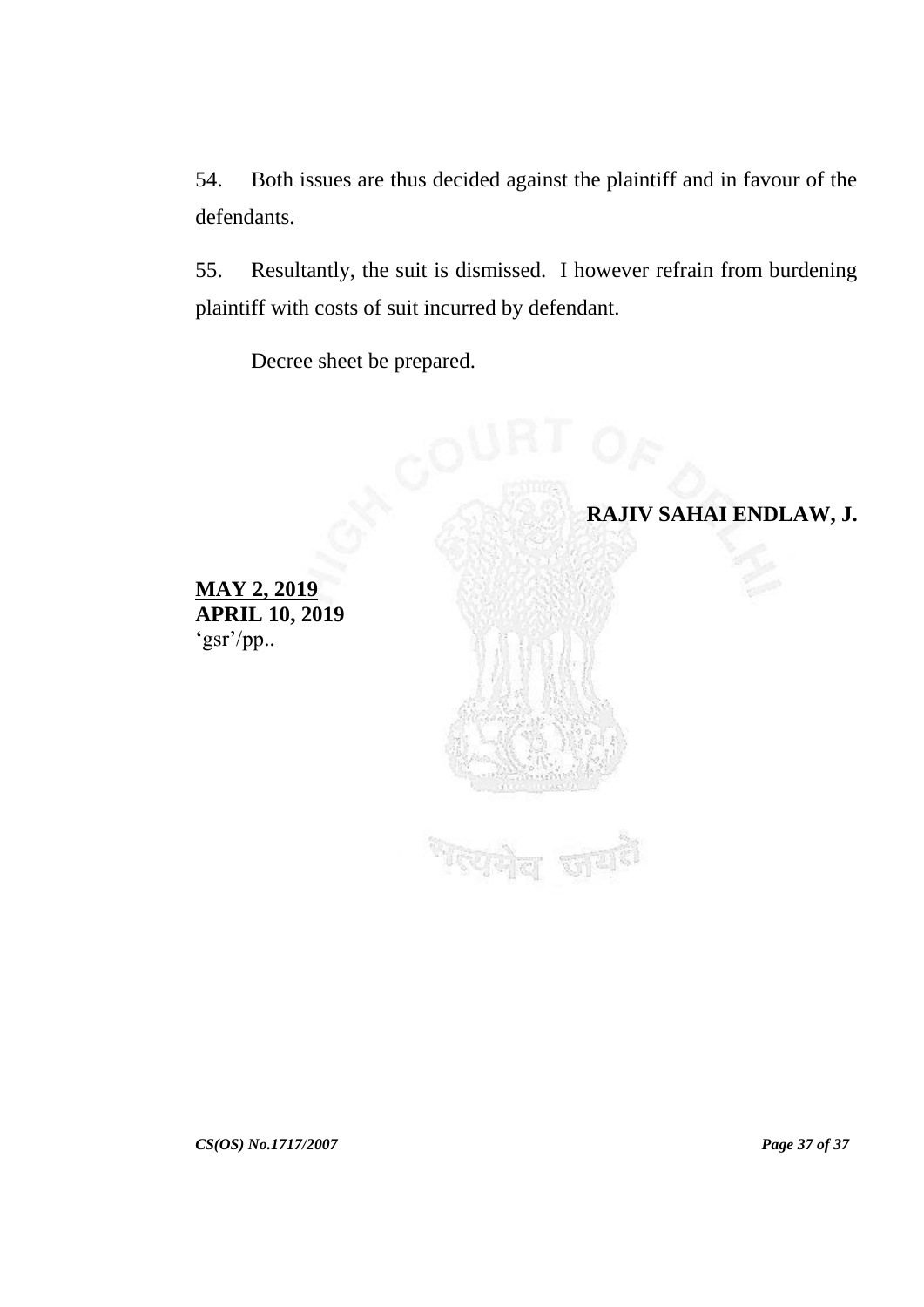54. Both issues are thus decided against the plaintiff and in favour of the defendants.

55. Resultantly, the suit is dismissed. I however refrain from burdening plaintiff with costs of suit incurred by defendant.

Decree sheet be prepared.

**RAJIV SAHAI ENDLAW, J.**

**MAY 2, 2019**
**APRIL 10, 2019**
'gsr'/pp..